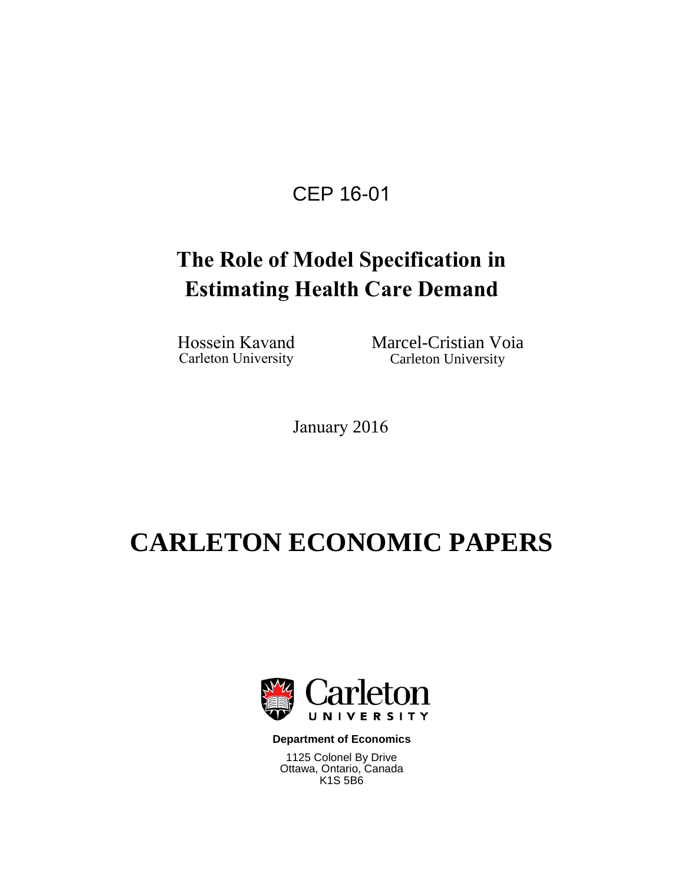CEP 16-01

# The Role of Model Specification in Estimating Health Care Demand

Hossein Kavand
Carleton University

Marcel-Cristian Voia
Carleton University

January 2016

# CARLETON ECONOMIC PAPERS

**Department of Economics**

1125 Colonel By Drive
Ottawa, Ontario, Canada
K1S 5B6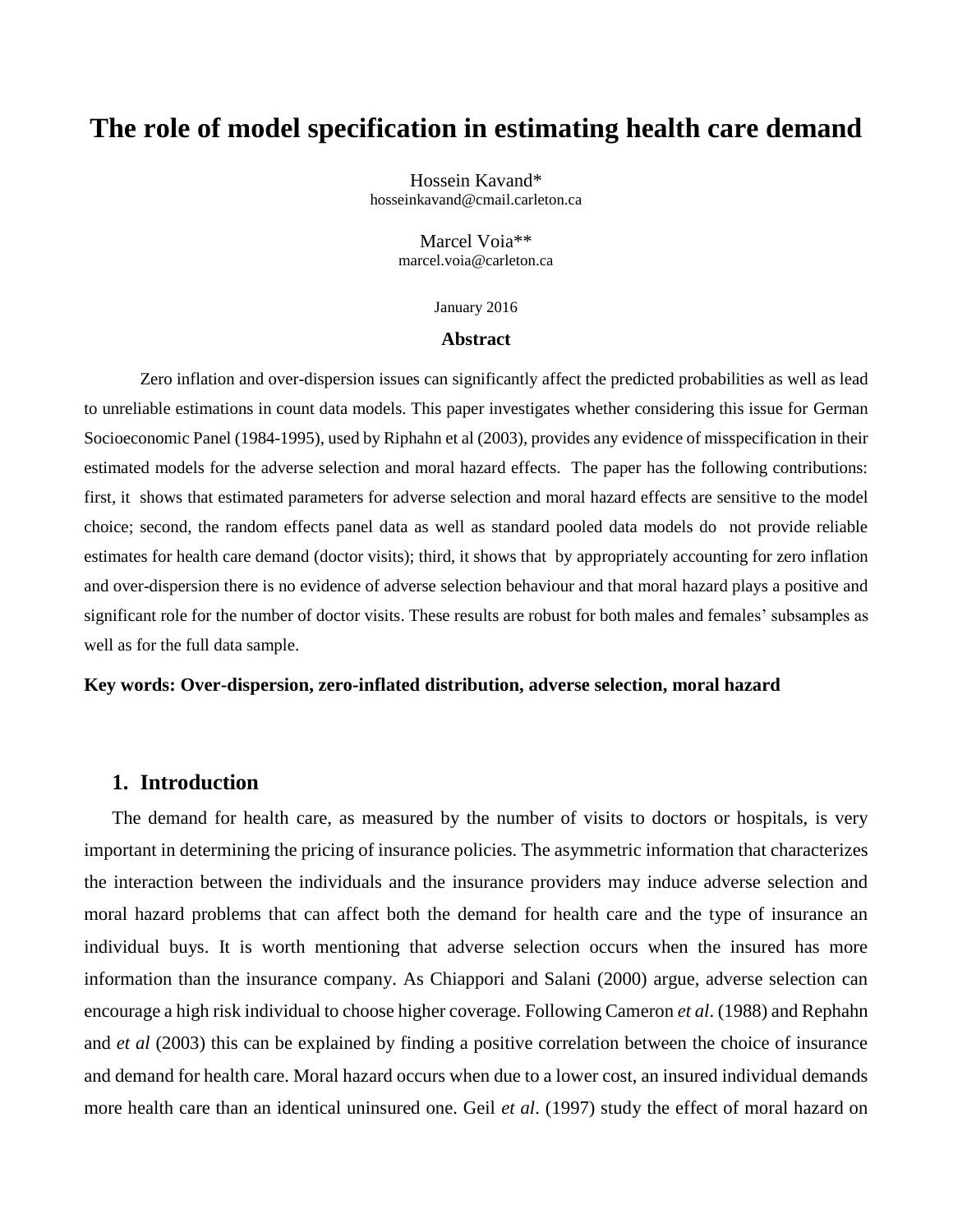# The role of model specification in estimating health care demand

Hossein Kavand*  
hosseinkavand@cmail.carleton.ca

Marcel Voia**  
marcel.voia@carleton.ca

January 2016

### Abstract

Zero inflation and over-dispersion issues can significantly affect the predicted probabilities as well as lead to unreliable estimations in count data models. This paper investigates whether considering this issue for German Socioeconomic Panel (1984-1995), used by Riphahn et al (2003), provides any evidence of misspecification in their estimated models for the adverse selection and moral hazard effects. The paper has the following contributions: first, it shows that estimated parameters for adverse selection and moral hazard effects are sensitive to the model choice; second, the random effects panel data as well as standard pooled data models do not provide reliable estimates for health care demand (doctor visits); third, it shows that by appropriately accounting for zero inflation and over-dispersion there is no evidence of adverse selection behaviour and that moral hazard plays a positive and significant role for the number of doctor visits. These results are robust for both males and females' subsamples as well as for the full data sample.

**Key words: Over-dispersion, zero-inflated distribution, adverse selection, moral hazard**

## 1. Introduction

The demand for health care, as measured by the number of visits to doctors or hospitals, is very important in determining the pricing of insurance policies. The asymmetric information that characterizes the interaction between the individuals and the insurance providers may induce adverse selection and moral hazard problems that can affect both the demand for health care and the type of insurance an individual buys. It is worth mentioning that adverse selection occurs when the insured has more information than the insurance company. As Chiappori and Salani (2000) argue, adverse selection can encourage a high risk individual to choose higher coverage. Following Cameron *et al*. (1988) and Rephahn and *et al* (2003) this can be explained by finding a positive correlation between the choice of insurance and demand for health care. Moral hazard occurs when due to a lower cost, an insured individual demands more health care than an identical uninsured one. Geil *et al*. (1997) study the effect of moral hazard on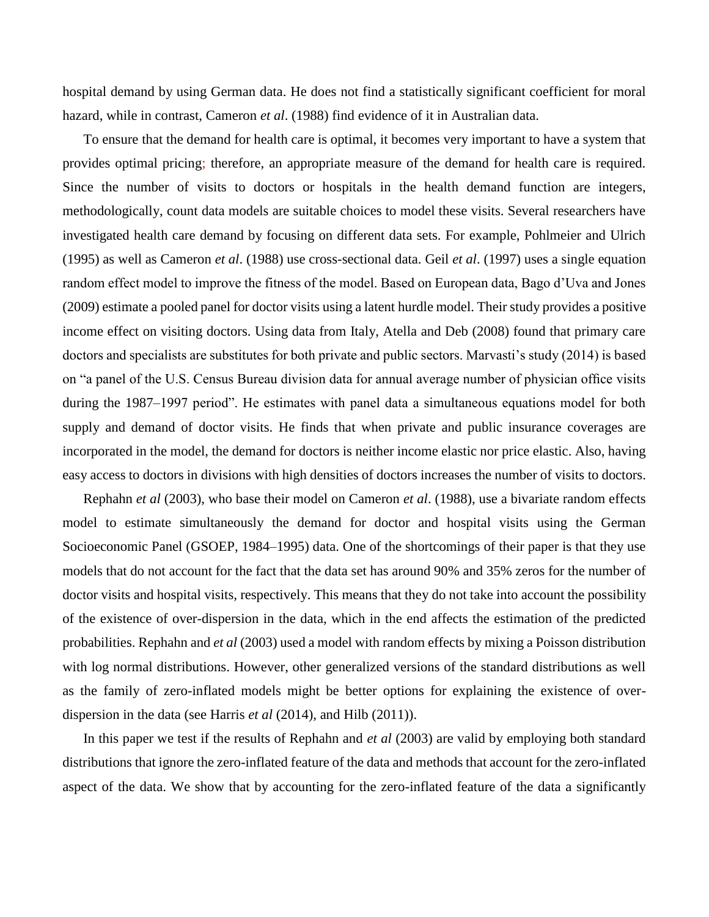hospital demand by using German data. He does not find a statistically significant coefficient for moral hazard, while in contrast, Cameron *et al*. (1988) find evidence of it in Australian data.

To ensure that the demand for health care is optimal, it becomes very important to have a system that provides optimal pricing; therefore, an appropriate measure of the demand for health care is required. Since the number of visits to doctors or hospitals in the health demand function are integers, methodologically, count data models are suitable choices to model these visits. Several researchers have investigated health care demand by focusing on different data sets. For example, Pohlmeier and Ulrich (1995) as well as Cameron *et al*. (1988) use cross-sectional data. Geil *et al*. (1997) uses a single equation random effect model to improve the fitness of the model. Based on European data, Bago d'Uva and Jones (2009) estimate a pooled panel for doctor visits using a latent hurdle model. Their study provides a positive income effect on visiting doctors. Using data from Italy, Atella and Deb (2008) found that primary care doctors and specialists are substitutes for both private and public sectors. Marvasti's study (2014) is based on "a panel of the U.S. Census Bureau division data for annual average number of physician office visits during the 1987–1997 period". He estimates with panel data a simultaneous equations model for both supply and demand of doctor visits. He finds that when private and public insurance coverages are incorporated in the model, the demand for doctors is neither income elastic nor price elastic. Also, having easy access to doctors in divisions with high densities of doctors increases the number of visits to doctors.

Rephahn *et al* (2003), who base their model on Cameron *et al*. (1988), use a bivariate random effects model to estimate simultaneously the demand for doctor and hospital visits using the German Socioeconomic Panel (GSOEP, 1984–1995) data. One of the shortcomings of their paper is that they use models that do not account for the fact that the data set has around 90% and 35% zeros for the number of doctor visits and hospital visits, respectively. This means that they do not take into account the possibility of the existence of over-dispersion in the data, which in the end affects the estimation of the predicted probabilities. Rephahn and *et al* (2003) used a model with random effects by mixing a Poisson distribution with log normal distributions. However, other generalized versions of the standard distributions as well as the family of zero-inflated models might be better options for explaining the existence of over-dispersion in the data (see Harris *et al* (2014), and Hilb (2011)).

In this paper we test if the results of Rephahn and *et al* (2003) are valid by employing both standard distributions that ignore the zero-inflated feature of the data and methods that account for the zero-inflated aspect of the data. We show that by accounting for the zero-inflated feature of the data a significantly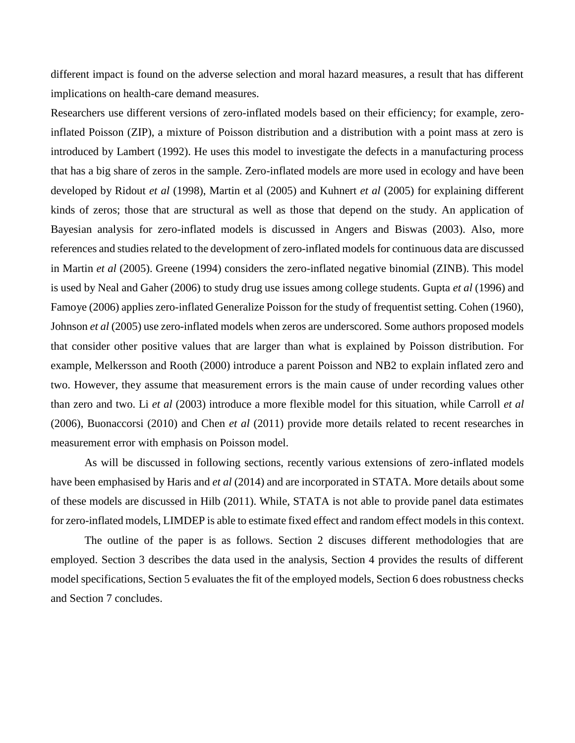different impact is found on the adverse selection and moral hazard measures, a result that has different implications on health-care demand measures.

Researchers use different versions of zero-inflated models based on their efficiency; for example, zero-inflated Poisson (ZIP), a mixture of Poisson distribution and a distribution with a point mass at zero is introduced by Lambert (1992). He uses this model to investigate the defects in a manufacturing process that has a big share of zeros in the sample. Zero-inflated models are more used in ecology and have been developed by Ridout *et al* (1998), Martin et al (2005) and Kuhnert *et al* (2005) for explaining different kinds of zeros; those that are structural as well as those that depend on the study. An application of Bayesian analysis for zero-inflated models is discussed in Angers and Biswas (2003). Also, more references and studies related to the development of zero-inflated models for continuous data are discussed in Martin *et al* (2005). Greene (1994) considers the zero-inflated negative binomial (ZINB). This model is used by Neal and Gaher (2006) to study drug use issues among college students. Gupta *et al* (1996) and Famoye (2006) applies zero-inflated Generalize Poisson for the study of frequentist setting. Cohen (1960), Johnson *et al* (2005) use zero-inflated models when zeros are underscored. Some authors proposed models that consider other positive values that are larger than what is explained by Poisson distribution. For example, Melkersson and Rooth (2000) introduce a parent Poisson and NB2 to explain inflated zero and two. However, they assume that measurement errors is the main cause of under recording values other than zero and two. Li *et al* (2003) introduce a more flexible model for this situation, while Carroll *et al* (2006), Buonaccorsi (2010) and Chen *et al* (2011) provide more details related to recent researches in measurement error with emphasis on Poisson model.

As will be discussed in following sections, recently various extensions of zero-inflated models have been emphasised by Haris and *et al* (2014) and are incorporated in STATA. More details about some of these models are discussed in Hilb (2011). While, STATA is not able to provide panel data estimates for zero-inflated models, LIMDEP is able to estimate fixed effect and random effect models in this context.

The outline of the paper is as follows. Section 2 discuses different methodologies that are employed. Section 3 describes the data used in the analysis, Section 4 provides the results of different model specifications, Section 5 evaluates the fit of the employed models, Section 6 does robustness checks and Section 7 concludes.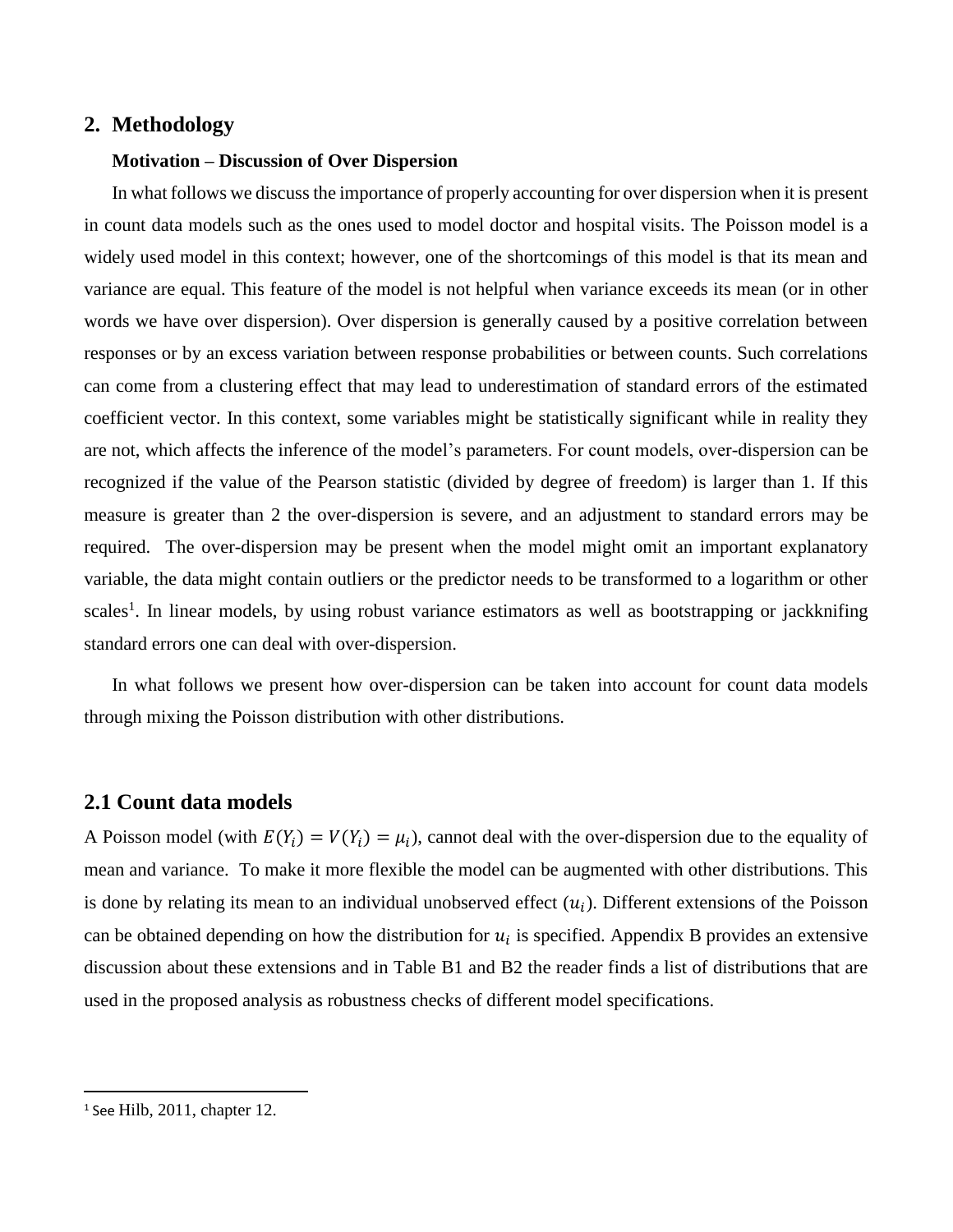## 2. Methodology

### Motivation – Discussion of Over Dispersion

In what follows we discuss the importance of properly accounting for over dispersion when it is present in count data models such as the ones used to model doctor and hospital visits. The Poisson model is a widely used model in this context; however, one of the shortcomings of this model is that its mean and variance are equal. This feature of the model is not helpful when variance exceeds its mean (or in other words we have over dispersion). Over dispersion is generally caused by a positive correlation between responses or by an excess variation between response probabilities or between counts. Such correlations can come from a clustering effect that may lead to underestimation of standard errors of the estimated coefficient vector. In this context, some variables might be statistically significant while in reality they are not, which affects the inference of the model's parameters. For count models, over-dispersion can be recognized if the value of the Pearson statistic (divided by degree of freedom) is larger than 1. If this measure is greater than 2 the over-dispersion is severe, and an adjustment to standard errors may be required. The over-dispersion may be present when the model might omit an important explanatory variable, the data might contain outliers or the predictor needs to be transformed to a logarithm or other scales[1]. In linear models, by using robust variance estimators as well as bootstrapping or jackknifing standard errors one can deal with over-dispersion.

In what follows we present how over-dispersion can be taken into account for count data models through mixing the Poisson distribution with other distributions.

## 2.1 Count data models

A Poisson model (with $E(Y_i) = V(Y_i) = \mu_i$), cannot deal with the over-dispersion due to the equality of mean and variance. To make it more flexible the model can be augmented with other distributions. This is done by relating its mean to an individual unobserved effect ($u_i$). Different extensions of the Poisson can be obtained depending on how the distribution for $u_i$ is specified. Appendix B provides an extensive discussion about these extensions and in Table B1 and B2 the reader finds a list of distributions that are used in the proposed analysis as robustness checks of different model specifications.

---

[1] See Hilb, 2011, chapter 12.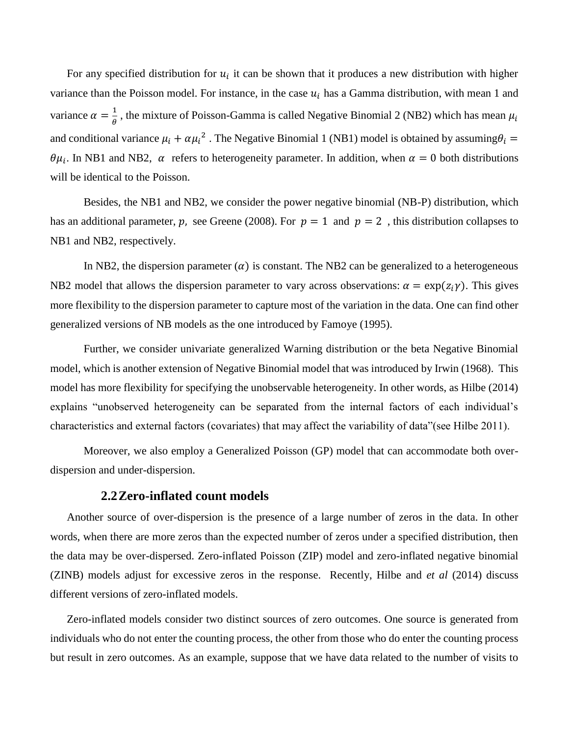For any specified distribution for $u_i$ it can be shown that it produces a new distribution with higher variance than the Poisson model. For instance, in the case $u_i$ has a Gamma distribution, with mean 1 and variance $\alpha = \frac{1}{\theta}$ , the mixture of Poisson-Gamma is called Negative Binomial 2 (NB2) which has mean $\mu_i$ and conditional variance $\mu_i + \alpha{\mu_i}^2$ . The Negative Binomial 1 (NB1) model is obtained by assuming$\theta_i = \theta\mu_i$. In NB1 and NB2, $\alpha$ refers to heterogeneity parameter. In addition, when $\alpha = 0$ both distributions will be identical to the Poisson.

Besides, the NB1 and NB2, we consider the power negative binomial (NB-P) distribution, which has an additional parameter, $p$, see Greene (2008). For $p = 1$ and $p = 2$ , this distribution collapses to NB1 and NB2, respectively.

In NB2, the dispersion parameter $(\alpha)$ is constant. The NB2 can be generalized to a heterogeneous NB2 model that allows the dispersion parameter to vary across observations: $\alpha = \exp(z_i\gamma)$. This gives more flexibility to the dispersion parameter to capture most of the variation in the data. One can find other generalized versions of NB models as the one introduced by Famoye (1995).

Further, we consider univariate generalized Warning distribution or the beta Negative Binomial model, which is another extension of Negative Binomial model that was introduced by Irwin (1968). This model has more flexibility for specifying the unobservable heterogeneity. In other words, as Hilbe (2014) explains "unobserved heterogeneity can be separated from the internal factors of each individual's characteristics and external factors (covariates) that may affect the variability of data"(see Hilbe 2011).

Moreover, we also employ a Generalized Poisson (GP) model that can accommodate both over-dispersion and under-dispersion.

## 2.2 Zero-inflated count models

Another source of over-dispersion is the presence of a large number of zeros in the data. In other words, when there are more zeros than the expected number of zeros under a specified distribution, then the data may be over-dispersed. Zero-inflated Poisson (ZIP) model and zero-inflated negative binomial (ZINB) models adjust for excessive zeros in the response. Recently, Hilbe and *et al* (2014) discuss different versions of zero-inflated models.

Zero-inflated models consider two distinct sources of zero outcomes. One source is generated from individuals who do not enter the counting process, the other from those who do enter the counting process but result in zero outcomes. As an example, suppose that we have data related to the number of visits to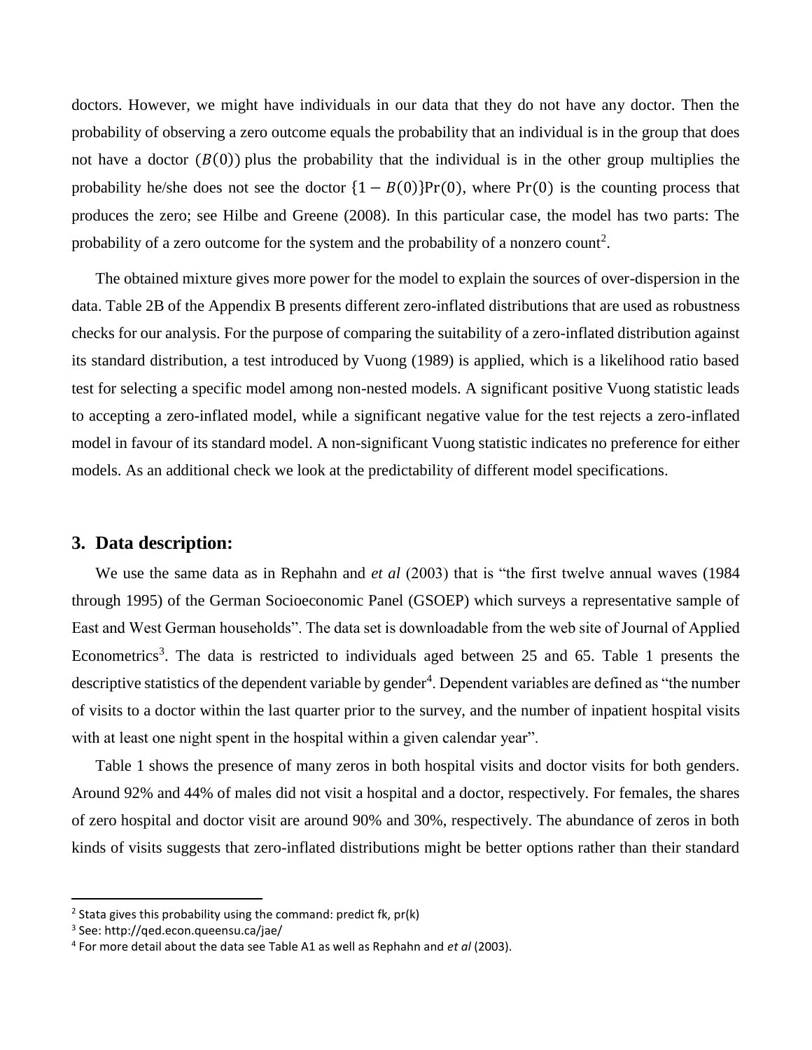doctors. However, we might have individuals in our data that they do not have any doctor. Then the probability of observing a zero outcome equals the probability that an individual is in the group that does not have a doctor $(B(0))$ plus the probability that the individual is in the other group multiplies the probability he/she does not see the doctor $\{1 - B(0)\}\Pr(0)$, where $\Pr(0)$ is the counting process that produces the zero; see Hilbe and Greene (2008). In this particular case, the model has two parts: The probability of a zero outcome for the system and the probability of a nonzero count[2].

The obtained mixture gives more power for the model to explain the sources of over-dispersion in the data. Table 2B of the Appendix B presents different zero-inflated distributions that are used as robustness checks for our analysis. For the purpose of comparing the suitability of a zero-inflated distribution against its standard distribution, a test introduced by Vuong (1989) is applied, which is a likelihood ratio based test for selecting a specific model among non-nested models. A significant positive Vuong statistic leads to accepting a zero-inflated model, while a significant negative value for the test rejects a zero-inflated model in favour of its standard model. A non-significant Vuong statistic indicates no preference for either models. As an additional check we look at the predictability of different model specifications.

## 3. Data description:

We use the same data as in Rephahn and *et al* (2003) that is "the first twelve annual waves (1984 through 1995) of the German Socioeconomic Panel (GSOEP) which surveys a representative sample of East and West German households". The data set is downloadable from the web site of Journal of Applied Econometrics[3]. The data is restricted to individuals aged between 25 and 65. Table 1 presents the descriptive statistics of the dependent variable by gender[4]. Dependent variables are defined as "the number of visits to a doctor within the last quarter prior to the survey, and the number of inpatient hospital visits with at least one night spent in the hospital within a given calendar year".

Table 1 shows the presence of many zeros in both hospital visits and doctor visits for both genders. Around 92% and 44% of males did not visit a hospital and a doctor, respectively. For females, the shares of zero hospital and doctor visit are around 90% and 30%, respectively. The abundance of zeros in both kinds of visits suggests that zero-inflated distributions might be better options rather than their standard

---

[2] Stata gives this probability using the command: predict fk, pr(k)

[3] See: http://qed.econ.queensu.ca/jae/

[4] For more detail about the data see Table A1 as well as Rephahn and *et al* (2003).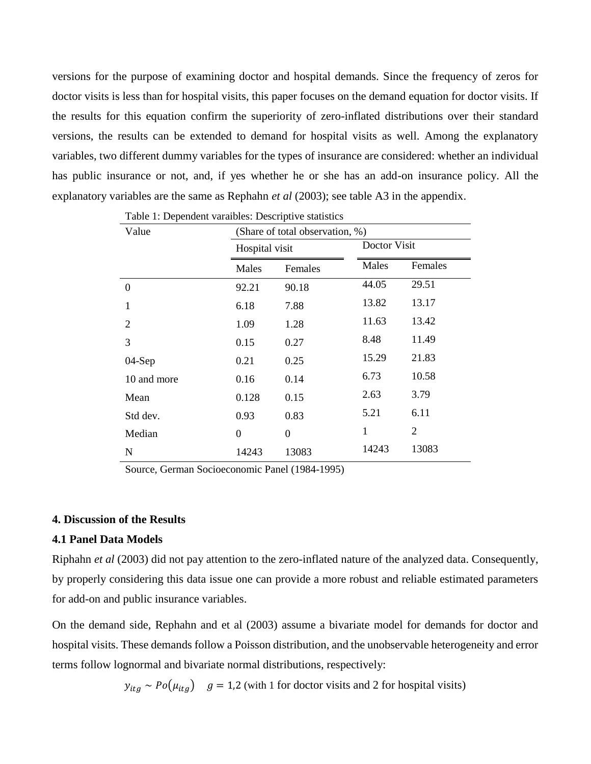versions for the purpose of examining doctor and hospital demands. Since the frequency of zeros for doctor visits is less than for hospital visits, this paper focuses on the demand equation for doctor visits. If the results for this equation confirm the superiority of zero-inflated distributions over their standard versions, the results can be extended to demand for hospital visits as well. Among the explanatory variables, two different dummy variables for the types of insurance are considered: whether an individual has public insurance or not, and, if yes whether he or she has an add-on insurance policy. All the explanatory variables are the same as Rephahn *et al* (2003); see table A3 in the appendix.

Table 1: Dependent varaibles: Descriptive statistics

| Value | (Share of total observation, %) | | | |
|---|---|---|---|---|
| | Hospital visit | | Doctor Visit | |
| | Males | Females | Males | Females |
| 0 | 92.21 | 90.18 | 44.05 | 29.51 |
| 1 | 6.18 | 7.88 | 13.82 | 13.17 |
| 2 | 1.09 | 1.28 | 11.63 | 13.42 |
| 3 | 0.15 | 0.27 | 8.48 | 11.49 |
| 04-Sep | 0.21 | 0.25 | 15.29 | 21.83 |
| 10 and more | 0.16 | 0.14 | 6.73 | 10.58 |
| Mean | 0.128 | 0.15 | 2.63 | 3.79 |
| Std dev. | 0.93 | 0.83 | 5.21 | 6.11 |
| Median | 0 | 0 | 1 | 2 |
| N | 14243 | 13083 | 14243 | 13083 |

Source, German Socioeconomic Panel (1984-1995)

## 4. Discussion of the Results

### 4.1 Panel Data Models

Riphahn *et al* (2003) did not pay attention to the zero-inflated nature of the analyzed data. Consequently, by properly considering this data issue one can provide a more robust and reliable estimated parameters for add-on and public insurance variables.

On the demand side, Rephahn and et al (2003) assume a bivariate model for demands for doctor and hospital visits. These demands follow a Poisson distribution, and the unobservable heterogeneity and error terms follow lognormal and bivariate normal distributions, respectively:

$$y_{itg} \sim Po(\mu_{itg}) \quad g = 1{,}2 \text{ (with 1 for doctor visits and 2 for hospital visits)}$$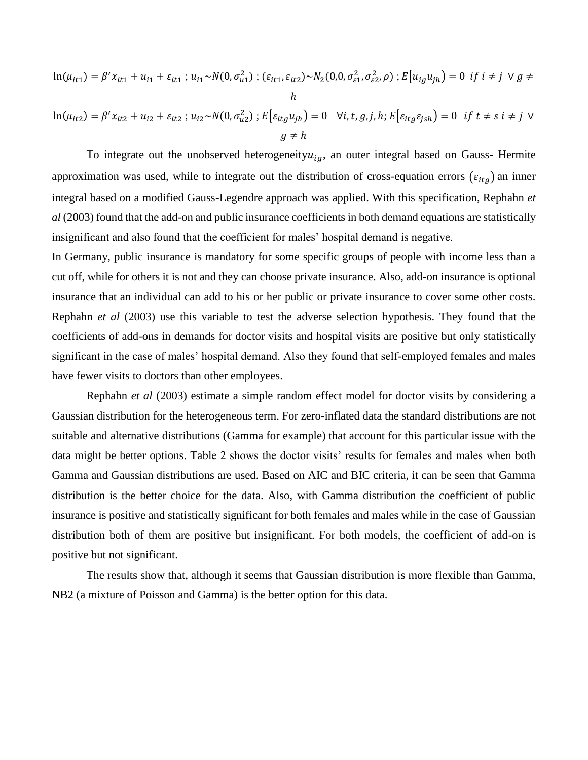$$\ln(\mu_{it1}) = \beta' x_{it1} + u_{i1} + \varepsilon_{it1} \; ; u_{i1} \sim N(0, \sigma_{u1}^2) \; ; (\varepsilon_{it1}, \varepsilon_{it2}) \sim N_2(0,0, \sigma_{\varepsilon1}^2, \sigma_{\varepsilon2}^2, \rho) \; ; E[u_{ig} u_{jh}] = 0 \;\; if \; i \neq j \; \vee g \neq h$$

$$\ln(\mu_{it2}) = \beta' x_{it2} + u_{i2} + \varepsilon_{it2} \; ; u_{i2} \sim N(0, \sigma_{u2}^2) \; ; E[\varepsilon_{itg} u_{jh}] = 0 \quad \forall i, t, g, j, h; E[\varepsilon_{itg} \varepsilon_{jsh}] = 0 \;\; if \; t \neq s \; i \neq j \; \vee g \neq h$$

To integrate out the unobserved heterogeneity $u_{ig}$, an outer integral based on Gauss- Hermite approximation was used, while to integrate out the distribution of cross-equation errors $(\varepsilon_{itg})$ an inner integral based on a modified Gauss-Legendre approach was applied. With this specification, Rephahn *et al* (2003) found that the add-on and public insurance coefficients in both demand equations are statistically insignificant and also found that the coefficient for males' hospital demand is negative.

In Germany, public insurance is mandatory for some specific groups of people with income less than a cut off, while for others it is not and they can choose private insurance. Also, add-on insurance is optional insurance that an individual can add to his or her public or private insurance to cover some other costs. Rephahn *et al* (2003) use this variable to test the adverse selection hypothesis. They found that the coefficients of add-ons in demands for doctor visits and hospital visits are positive but only statistically significant in the case of males' hospital demand. Also they found that self-employed females and males have fewer visits to doctors than other employees.

Rephahn *et al* (2003) estimate a simple random effect model for doctor visits by considering a Gaussian distribution for the heterogeneous term. For zero-inflated data the standard distributions are not suitable and alternative distributions (Gamma for example) that account for this particular issue with the data might be better options. Table 2 shows the doctor visits' results for females and males when both Gamma and Gaussian distributions are used. Based on AIC and BIC criteria, it can be seen that Gamma distribution is the better choice for the data. Also, with Gamma distribution the coefficient of public insurance is positive and statistically significant for both females and males while in the case of Gaussian distribution both of them are positive but insignificant. For both models, the coefficient of add-on is positive but not significant.

The results show that, although it seems that Gaussian distribution is more flexible than Gamma, NB2 (a mixture of Poisson and Gamma) is the better option for this data.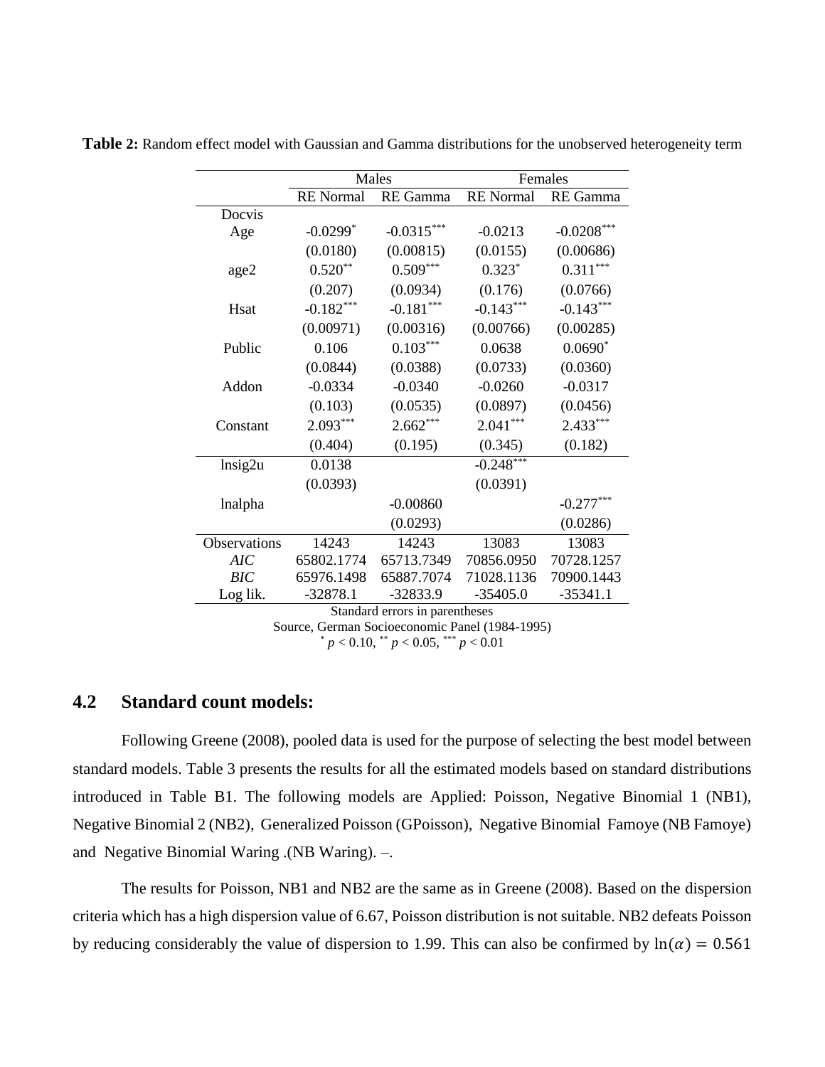**Table 2:** Random effect model with Gaussian and Gamma distributions for the unobserved heterogeneity term

| | Males | | Females | |
|---|---|---|---|---|
| | RE Normal | RE Gamma | RE Normal | RE Gamma |
| Docvis | | | | |
| Age | -0.0299$^{*}$ | -0.0315$^{***}$ | -0.0213 | -0.0208$^{***}$ |
| | (0.0180) | (0.00815) | (0.0155) | (0.00686) |
| age2 | 0.520$^{**}$ | 0.509$^{***}$ | 0.323$^{*}$ | 0.311$^{***}$ |
| | (0.207) | (0.0934) | (0.176) | (0.0766) |
| Hsat | -0.182$^{***}$ | -0.181$^{***}$ | -0.143$^{***}$ | -0.143$^{***}$ |
| | (0.00971) | (0.00316) | (0.00766) | (0.00285) |
| Public | 0.106 | 0.103$^{***}$ | 0.0638 | 0.0690$^{*}$ |
| | (0.0844) | (0.0388) | (0.0733) | (0.0360) |
| Addon | -0.0334 | -0.0340 | -0.0260 | -0.0317 |
| | (0.103) | (0.0535) | (0.0897) | (0.0456) |
| Constant | 2.093$^{***}$ | 2.662$^{***}$ | 2.041$^{***}$ | 2.433$^{***}$ |
| | (0.404) | (0.195) | (0.345) | (0.182) |
| lnsig2u | 0.0138 | | -0.248$^{***}$ | |
| | (0.0393) | | (0.0391) | |
| lnalpha | | -0.00860 | | -0.277$^{***}$ |
| | | (0.0293) | | (0.0286) |
| Observations | 14243 | 14243 | 13083 | 13083 |
| *AIC* | 65802.1774 | 65713.7349 | 70856.0950 | 70728.1257 |
| *BIC* | 65976.1498 | 65887.7074 | 71028.1136 | 70900.1443 |
| Log lik. | -32878.1 | -32833.9 | -35405.0 | -35341.1 |

Standard errors in parentheses

Source, German Socioeconomic Panel (1984-1995)

$^{*}$ $p < 0.10$, $^{**}$ $p < 0.05$, $^{***}$ $p < 0.01$

## 4.2 Standard count models:

Following Greene (2008), pooled data is used for the purpose of selecting the best model between standard models. Table 3 presents the results for all the estimated models based on standard distributions introduced in Table B1. The following models are Applied: Poisson, Negative Binomial 1 (NB1), Negative Binomial 2 (NB2), Generalized Poisson (GPoisson), Negative Binomial Famoye (NB Famoye) and Negative Binomial Waring .(NB Waring). –.

The results for Poisson, NB1 and NB2 are the same as in Greene (2008). Based on the dispersion criteria which has a high dispersion value of 6.67, Poisson distribution is not suitable. NB2 defeats Poisson by reducing considerably the value of dispersion to 1.99. This can also be confirmed by $\ln(\alpha) = 0.561$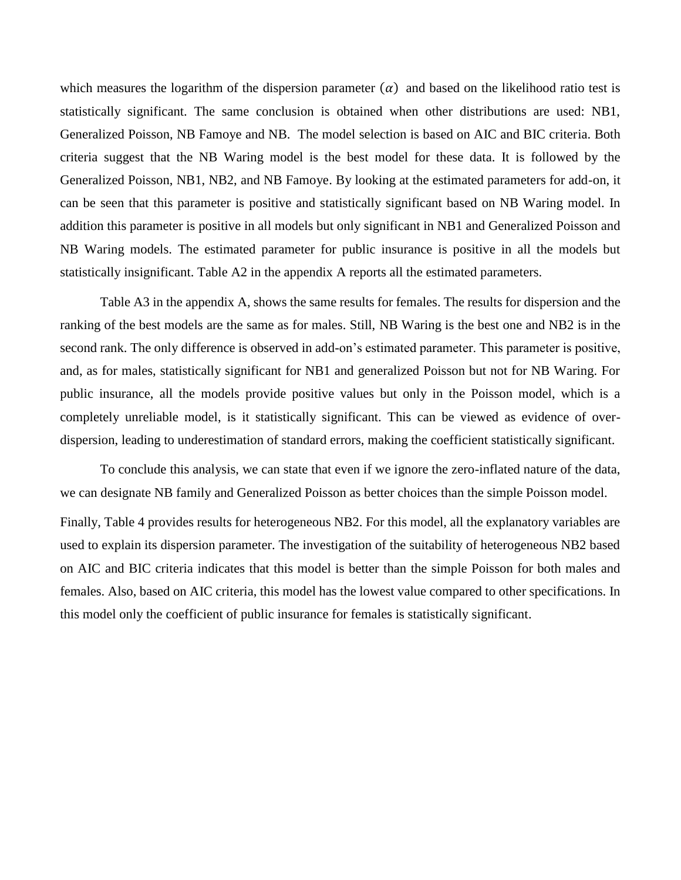which measures the logarithm of the dispersion parameter $(\alpha)$ and based on the likelihood ratio test is statistically significant. The same conclusion is obtained when other distributions are used: NB1, Generalized Poisson, NB Famoye and NB. The model selection is based on AIC and BIC criteria. Both criteria suggest that the NB Waring model is the best model for these data. It is followed by the Generalized Poisson, NB1, NB2, and NB Famoye. By looking at the estimated parameters for add-on, it can be seen that this parameter is positive and statistically significant based on NB Waring model. In addition this parameter is positive in all models but only significant in NB1 and Generalized Poisson and NB Waring models. The estimated parameter for public insurance is positive in all the models but statistically insignificant. Table A2 in the appendix A reports all the estimated parameters.

Table A3 in the appendix A, shows the same results for females. The results for dispersion and the ranking of the best models are the same as for males. Still, NB Waring is the best one and NB2 is in the second rank. The only difference is observed in add-on's estimated parameter. This parameter is positive, and, as for males, statistically significant for NB1 and generalized Poisson but not for NB Waring. For public insurance, all the models provide positive values but only in the Poisson model, which is a completely unreliable model, is it statistically significant. This can be viewed as evidence of over-dispersion, leading to underestimation of standard errors, making the coefficient statistically significant.

To conclude this analysis, we can state that even if we ignore the zero-inflated nature of the data, we can designate NB family and Generalized Poisson as better choices than the simple Poisson model.

Finally, Table 4 provides results for heterogeneous NB2. For this model, all the explanatory variables are used to explain its dispersion parameter. The investigation of the suitability of heterogeneous NB2 based on AIC and BIC criteria indicates that this model is better than the simple Poisson for both males and females. Also, based on AIC criteria, this model has the lowest value compared to other specifications. In this model only the coefficient of public insurance for females is statistically significant.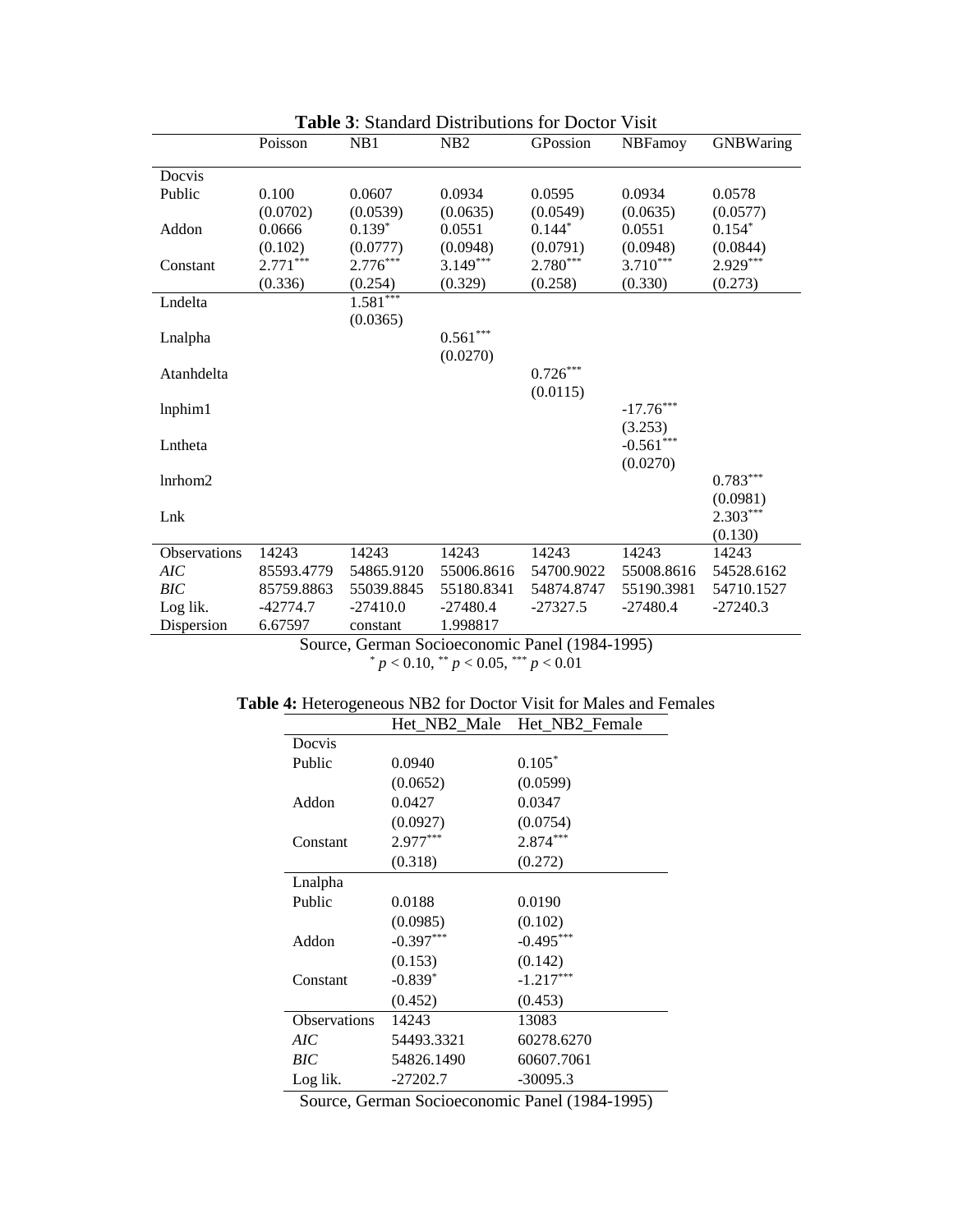**Table 3**: Standard Distributions for Doctor Visit

|  | Poisson | NB1 | NB2 | GPossion | NBFamoy | GNBWaring |
|---|---|---|---|---|---|---|
| Docvis |  |  |  |  |  |  |
| Public | 0.100 | 0.0607 | 0.0934 | 0.0595 | 0.0934 | 0.0578 |
|  | (0.0702) | (0.0539) | (0.0635) | (0.0549) | (0.0635) | (0.0577) |
| Addon | 0.0666 | $0.139^{*}$ | 0.0551 | $0.144^{*}$ | 0.0551 | $0.154^{*}$ |
|  | (0.102) | (0.0777) | (0.0948) | (0.0791) | (0.0948) | (0.0844) |
| Constant | $2.771^{***}$ | $2.776^{***}$ | $3.149^{***}$ | $2.780^{***}$ | $3.710^{***}$ | $2.929^{***}$ |
|  | (0.336) | (0.254) | (0.329) | (0.258) | (0.330) | (0.273) |
| Lndelta |  | $1.581^{***}$ |  |  |  |  |
|  |  | (0.0365) |  |  |  |  |
| Lnalpha |  |  | $0.561^{***}$ |  |  |  |
|  |  |  | (0.0270) |  |  |  |
| Atanhdelta |  |  |  | $0.726^{***}$ |  |  |
|  |  |  |  | (0.0115) |  |  |
| lnphim1 |  |  |  |  | $-17.76^{***}$ |  |
|  |  |  |  |  | (3.253) |  |
| Lntheta |  |  |  |  | $-0.561^{***}$ |  |
|  |  |  |  |  | (0.0270) |  |
| lnrhom2 |  |  |  |  |  | $0.783^{***}$ |
|  |  |  |  |  |  | (0.0981) |
| Lnk |  |  |  |  |  | $2.303^{***}$ |
|  |  |  |  |  |  | (0.130) |
| Observations | 14243 | 14243 | 14243 | 14243 | 14243 | 14243 |
| *AIC* | 85593.4779 | 54865.9120 | 55006.8616 | 54700.9022 | 55008.8616 | 54528.6162 |
| *BIC* | 85759.8863 | 55039.8845 | 55180.8341 | 54874.8747 | 55190.3981 | 54710.1527 |
| Log lik. | -42774.7 | -27410.0 | -27480.4 | -27327.5 | -27480.4 | -27240.3 |
| Dispersion | 6.67597 | constant | 1.998817 |  |  |  |

Source, German Socioeconomic Panel (1984-1995)

$^{*}$ $p < 0.10$, $^{**}$ $p < 0.05$, $^{***}$ $p < 0.01$

**Table 4:** Heterogeneous NB2 for Doctor Visit for Males and Females

|  | Het_NB2_Male | Het_NB2_Female |
|---|---|---|
| Docvis |  |  |
| Public | 0.0940 | $0.105^{*}$ |
|  | (0.0652) | (0.0599) |
| Addon | 0.0427 | 0.0347 |
|  | (0.0927) | (0.0754) |
| Constant | $2.977^{***}$ | $2.874^{***}$ |
|  | (0.318) | (0.272) |
| Lnalpha |  |  |
| Public | 0.0188 | 0.0190 |
|  | (0.0985) | (0.102) |
| Addon | $-0.397^{***}$ | $-0.495^{***}$ |
|  | (0.153) | (0.142) |
| Constant | $-0.839^{*}$ | $-1.217^{***}$ |
|  | (0.452) | (0.453) |
| Observations | 14243 | 13083 |
| *AIC* | 54493.3321 | 60278.6270 |
| *BIC* | 54826.1490 | 60607.7061 |
| Log lik. | -27202.7 | -30095.3 |

Source, German Socioeconomic Panel (1984-1995)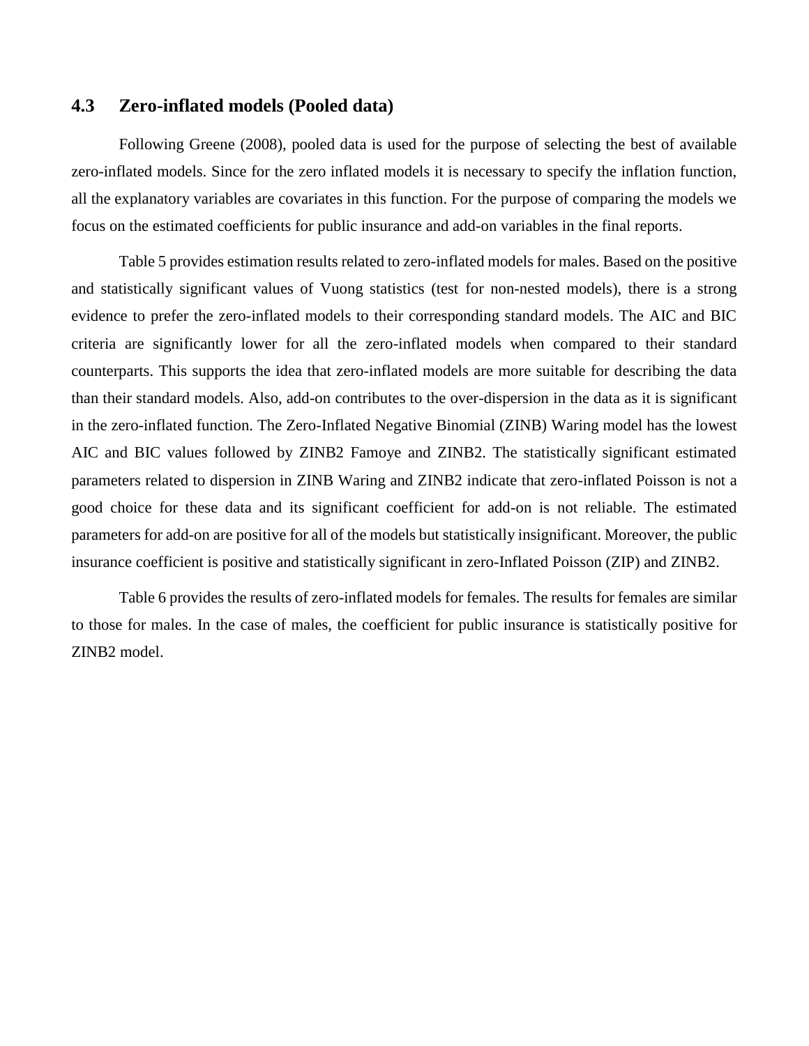## 4.3 Zero-inflated models (Pooled data)

Following Greene (2008), pooled data is used for the purpose of selecting the best of available zero-inflated models. Since for the zero inflated models it is necessary to specify the inflation function, all the explanatory variables are covariates in this function. For the purpose of comparing the models we focus on the estimated coefficients for public insurance and add-on variables in the final reports.

Table 5 provides estimation results related to zero-inflated models for males. Based on the positive and statistically significant values of Vuong statistics (test for non-nested models), there is a strong evidence to prefer the zero-inflated models to their corresponding standard models. The AIC and BIC criteria are significantly lower for all the zero-inflated models when compared to their standard counterparts. This supports the idea that zero-inflated models are more suitable for describing the data than their standard models. Also, add-on contributes to the over-dispersion in the data as it is significant in the zero-inflated function. The Zero-Inflated Negative Binomial (ZINB) Waring model has the lowest AIC and BIC values followed by ZINB2 Famoye and ZINB2. The statistically significant estimated parameters related to dispersion in ZINB Waring and ZINB2 indicate that zero-inflated Poisson is not a good choice for these data and its significant coefficient for add-on is not reliable. The estimated parameters for add-on are positive for all of the models but statistically insignificant. Moreover, the public insurance coefficient is positive and statistically significant in zero-Inflated Poisson (ZIP) and ZINB2.

Table 6 provides the results of zero-inflated models for females. The results for females are similar to those for males. In the case of males, the coefficient for public insurance is statistically positive for ZINB2 model.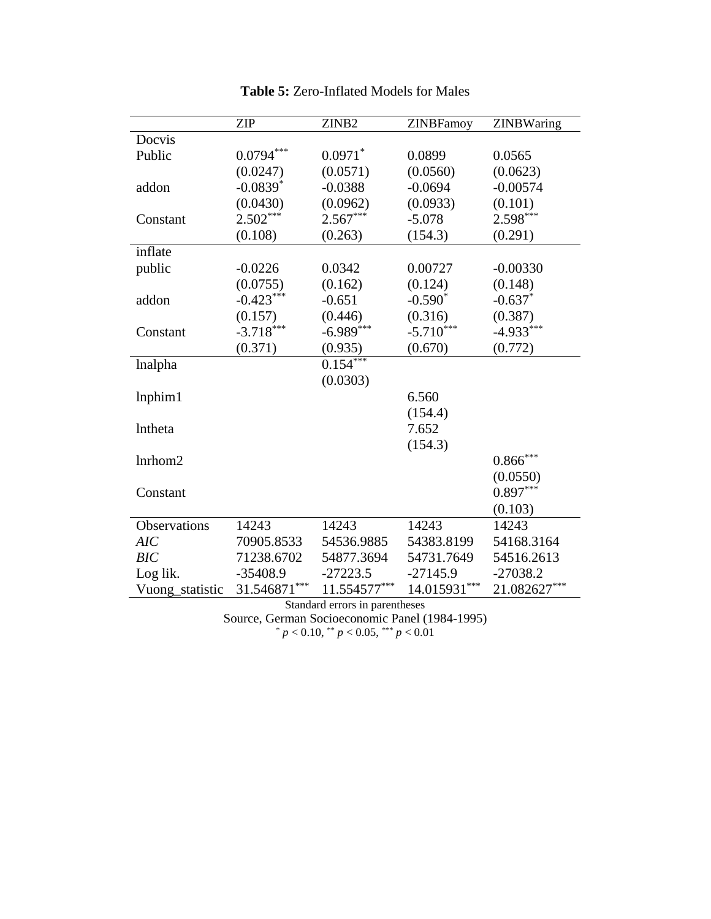**Table 5:** Zero-Inflated Models for Males

| | ZIP | ZINB2 | ZINBFamoy | ZINBWaring |
|---|---|---|---|---|
| Docvis | | | | |
| Public | 0.0794*** | 0.0971* | 0.0899 | 0.0565 |
| | (0.0247) | (0.0571) | (0.0560) | (0.0623) |
| addon | -0.0839* | -0.0388 | -0.0694 | -0.00574 |
| | (0.0430) | (0.0962) | (0.0933) | (0.101) |
| Constant | 2.502*** | 2.567*** | -5.078 | 2.598*** |
| | (0.108) | (0.263) | (154.3) | (0.291) |
| inflate | | | | |
| public | -0.0226 | 0.0342 | 0.00727 | -0.00330 |
| | (0.0755) | (0.162) | (0.124) | (0.148) |
| addon | -0.423*** | -0.651 | -0.590* | -0.637* |
| | (0.157) | (0.446) | (0.316) | (0.387) |
| Constant | -3.718*** | -6.989*** | -5.710*** | -4.933*** |
| | (0.371) | (0.935) | (0.670) | (0.772) |
| lnalpha | | 0.154*** | | |
| | | (0.0303) | | |
| lnphim1 | | | 6.560 | |
| | | | (154.4) | |
| lntheta | | | 7.652 | |
| | | | (154.3) | |
| lnrhom2 | | | | 0.866*** |
| | | | | (0.0550) |
| Constant | | | | 0.897*** |
| | | | | (0.103) |
| Observations | 14243 | 14243 | 14243 | 14243 |
| *AIC* | 70905.8533 | 54536.9885 | 54383.8199 | 54168.3164 |
| *BIC* | 71238.6702 | 54877.3694 | 54731.7649 | 54516.2613 |
| Log lik. | -35408.9 | -27223.5 | -27145.9 | -27038.2 |
| Vuong_statistic | 31.546871*** | 11.554577*** | 14.015931*** | 21.082627*** |

Standard errors in parentheses
Source, German Socioeconomic Panel (1984-1995)
* $p < 0.10$, ** $p < 0.05$, *** $p < 0.01$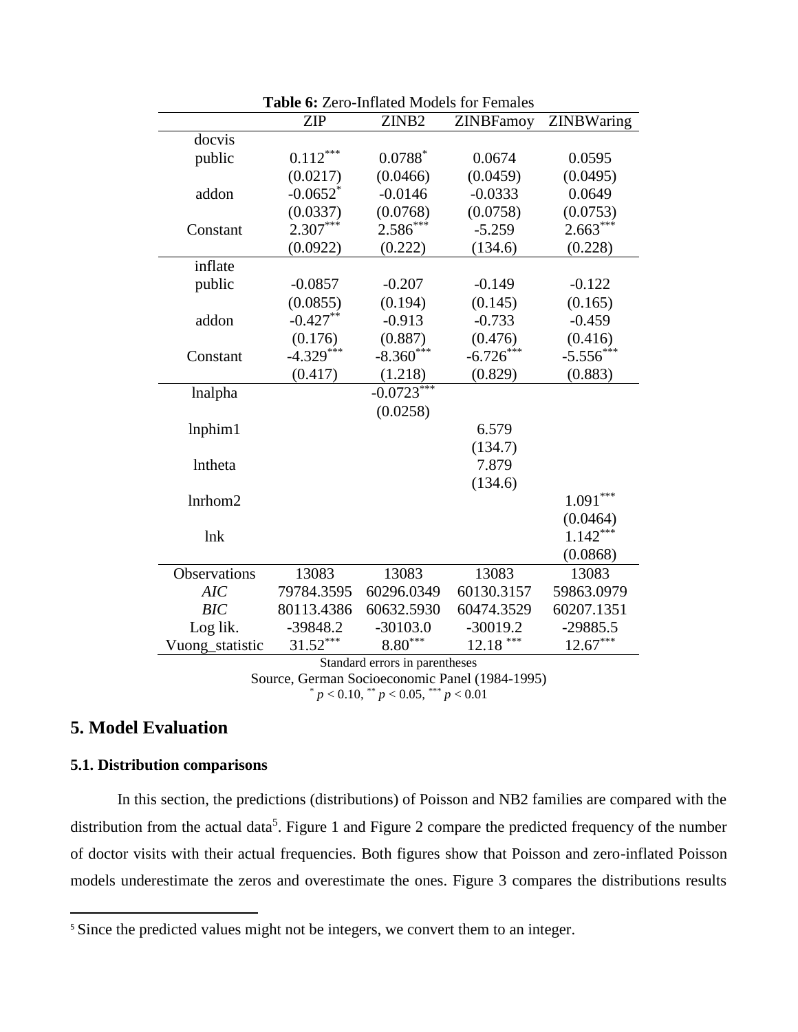**Table 6:** Zero-Inflated Models for Females

| | ZIP | ZINB2 | ZINBFamoy | ZINBWaring |
|---|---|---|---|---|
| docvis | | | | |
| public | $0.112^{***}$ | $0.0788^{*}$ | 0.0674 | 0.0595 |
| | (0.0217) | (0.0466) | (0.0459) | (0.0495) |
| addon | $-0.0652^{*}$ | -0.0146 | -0.0333 | 0.0649 |
| | (0.0337) | (0.0768) | (0.0758) | (0.0753) |
| Constant | $2.307^{***}$ | $2.586^{***}$ | -5.259 | $2.663^{***}$ |
| | (0.0922) | (0.222) | (134.6) | (0.228) |
| inflate | | | | |
| public | -0.0857 | -0.207 | -0.149 | -0.122 |
| | (0.0855) | (0.194) | (0.145) | (0.165) |
| addon | $-0.427^{**}$ | -0.913 | -0.733 | -0.459 |
| | (0.176) | (0.887) | (0.476) | (0.416) |
| Constant | $-4.329^{***}$ | $-8.360^{***}$ | $-6.726^{***}$ | $-5.556^{***}$ |
| | (0.417) | (1.218) | (0.829) | (0.883) |
| lnalpha | | $-0.0723^{***}$ | | |
| | | (0.0258) | | |
| lnphim1 | | | 6.579 | |
| | | | (134.7) | |
| lntheta | | | 7.879 | |
| | | | (134.6) | |
| lnrhom2 | | | | $1.091^{***}$ |
| | | | | (0.0464) |
| lnk | | | | $1.142^{***}$ |
| | | | | (0.0868) |
| Observations | 13083 | 13083 | 13083 | 13083 |
| *AIC* | 79784.3595 | 60296.0349 | 60130.3157 | 59863.0979 |
| *BIC* | 80113.4386 | 60632.5930 | 60474.3529 | 60207.1351 |
| Log lik. | -39848.2 | -30103.0 | -30019.2 | -29885.5 |
| Vuong_statistic | $31.52^{***}$ | $8.80^{***}$ | $12.18^{***}$ | $12.67^{***}$ |

Standard errors in parentheses

Source, German Socioeconomic Panel (1984-1995)

$^{*}$ $p < 0.10$, $^{**}$ $p < 0.05$, $^{***}$ $p < 0.01$

## 5. Model Evaluation

### 5.1. Distribution comparisons

In this section, the predictions (distributions) of Poisson and NB2 families are compared with the distribution from the actual data[5]. Figure 1 and Figure 2 compare the predicted frequency of the number of doctor visits with their actual frequencies. Both figures show that Poisson and zero-inflated Poisson models underestimate the zeros and overestimate the ones. Figure 3 compares the distributions results

[5] Since the predicted values might not be integers, we convert them to an integer.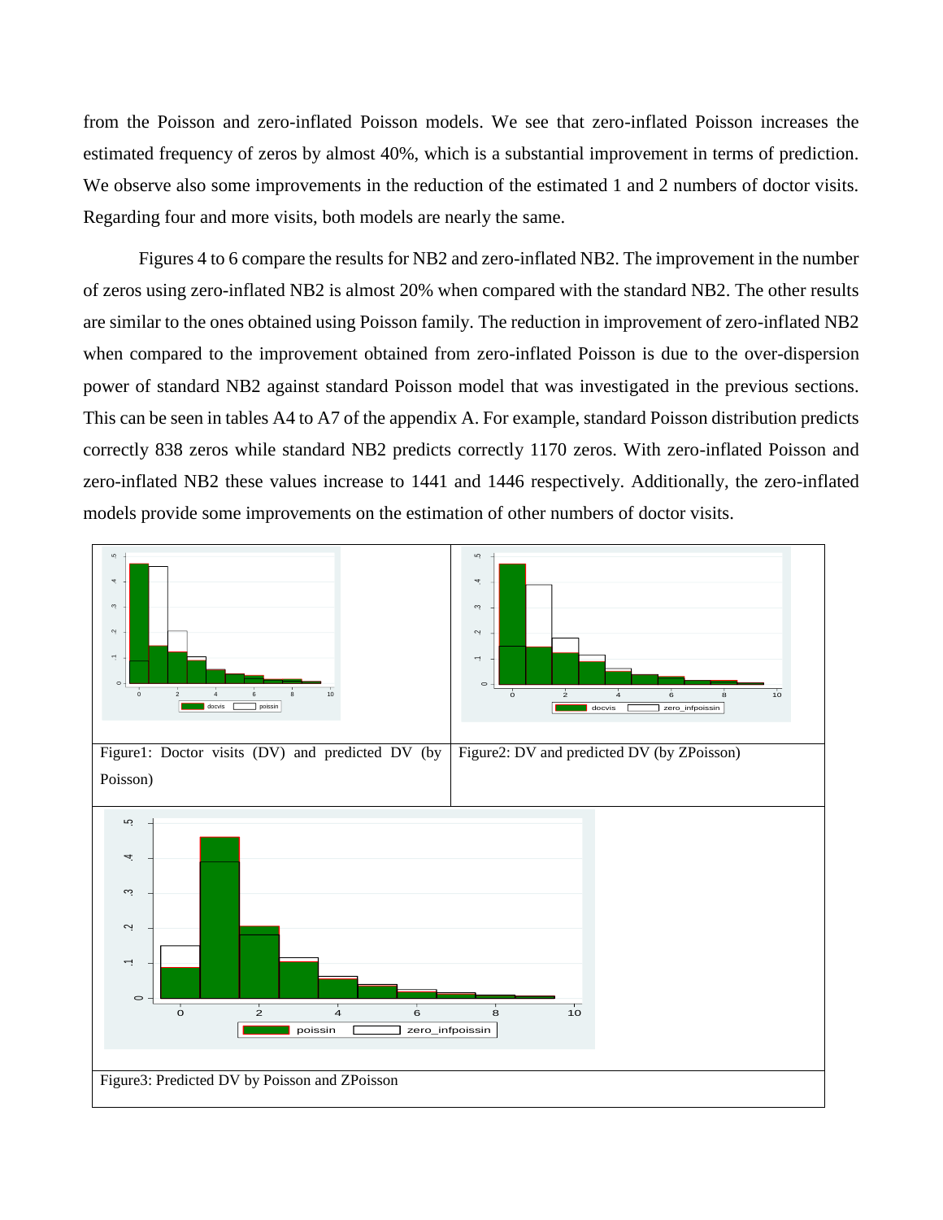from the Poisson and zero-inflated Poisson models. We see that zero-inflated Poisson increases the estimated frequency of zeros by almost 40%, which is a substantial improvement in terms of prediction. We observe also some improvements in the reduction of the estimated 1 and 2 numbers of doctor visits. Regarding four and more visits, both models are nearly the same.

Figures 4 to 6 compare the results for NB2 and zero-inflated NB2. The improvement in the number of zeros using zero-inflated NB2 is almost 20% when compared with the standard NB2. The other results are similar to the ones obtained using Poisson family. The reduction in improvement of zero-inflated NB2 when compared to the improvement obtained from zero-inflated Poisson is due to the over-dispersion power of standard NB2 against standard Poisson model that was investigated in the previous sections. This can be seen in tables A4 to A7 of the appendix A. For example, standard Poisson distribution predicts correctly 838 zeros while standard NB2 predicts correctly 1170 zeros. With zero-inflated Poisson and zero-inflated NB2 these values increase to 1441 and 1446 respectively. Additionally, the zero-inflated models provide some improvements on the estimation of other numbers of doctor visits.

Figure1: Doctor visits (DV) and predicted DV (by Poisson)

Figure2: DV and predicted DV (by ZPoisson)

Figure3: Predicted DV by Poisson and ZPoisson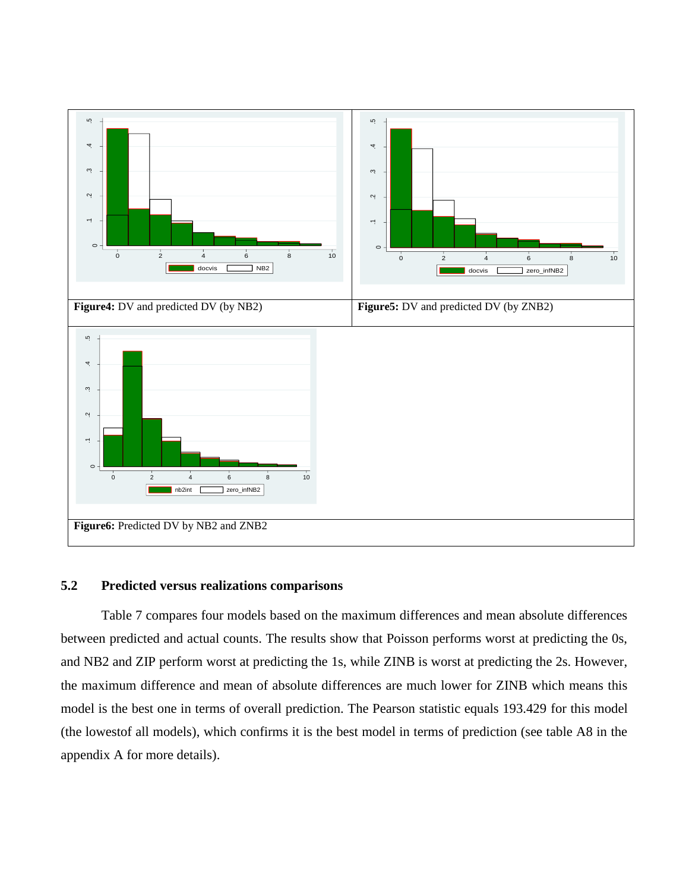**Figure4:** DV and predicted DV (by NB2)

**Figure5:** DV and predicted DV (by ZNB2)

**Figure6:** Predicted DV by NB2 and ZNB2

## 5.2 Predicted versus realizations comparisons

Table 7 compares four models based on the maximum differences and mean absolute differences between predicted and actual counts. The results show that Poisson performs worst at predicting the 0s, and NB2 and ZIP perform worst at predicting the 1s, while ZINB is worst at predicting the 2s. However, the maximum difference and mean of absolute differences are much lower for ZINB which means this model is the best one in terms of overall prediction. The Pearson statistic equals 193.429 for this model (the lowestof all models), which confirms it is the best model in terms of prediction (see table A8 in the appendix A for more details).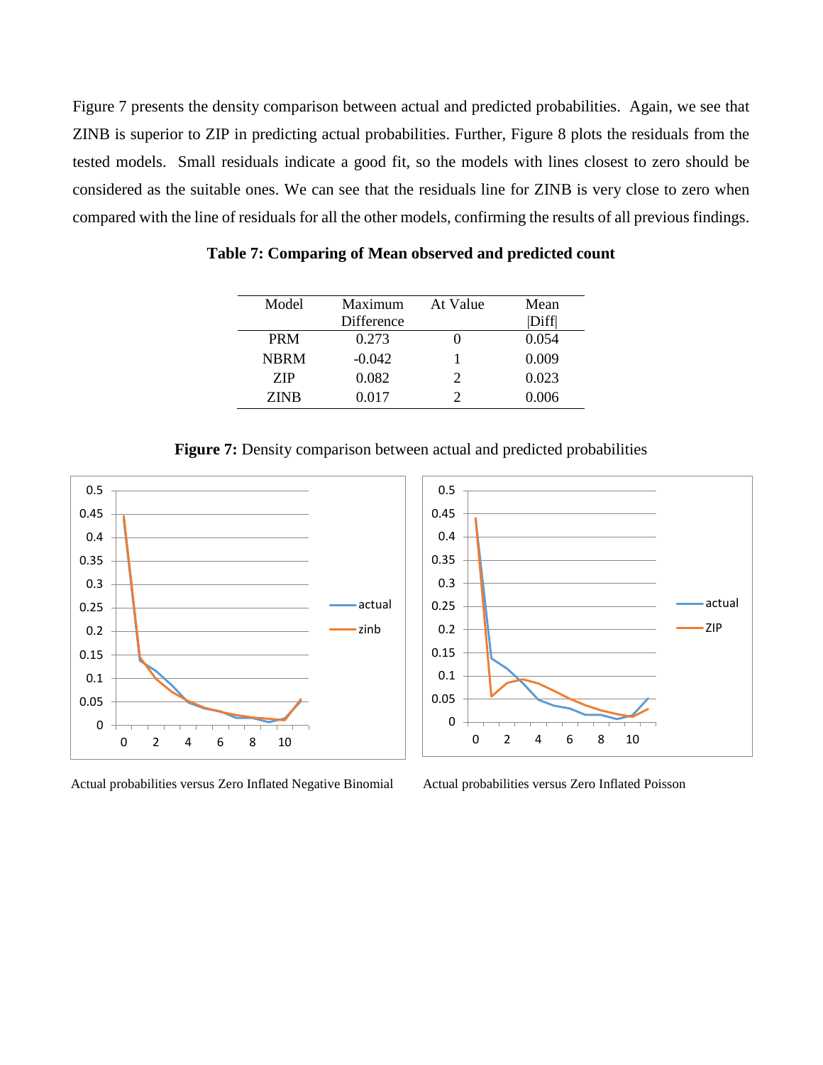Figure 7 presents the density comparison between actual and predicted probabilities. Again, we see that ZINB is superior to ZIP in predicting actual probabilities. Further, Figure 8 plots the residuals from the tested models. Small residuals indicate a good fit, so the models with lines closest to zero should be considered as the suitable ones. We can see that the residuals line for ZINB is very close to zero when compared with the line of residuals for all the other models, confirming the results of all previous findings.

**Table 7: Comparing of Mean observed and predicted count**

| Model | Maximum Difference | At Value | Mean \|Diff\| |
|---|---|---|---|
| PRM | 0.273 | 0 | 0.054 |
| NBRM | -0.042 | 1 | 0.009 |
| ZIP | 0.082 | 2 | 0.023 |
| ZINB | 0.017 | 2 | 0.006 |

**Figure 7:** Density comparison between actual and predicted probabilities

Actual probabilities versus Zero Inflated Negative Binomial

Actual probabilities versus Zero Inflated Poisson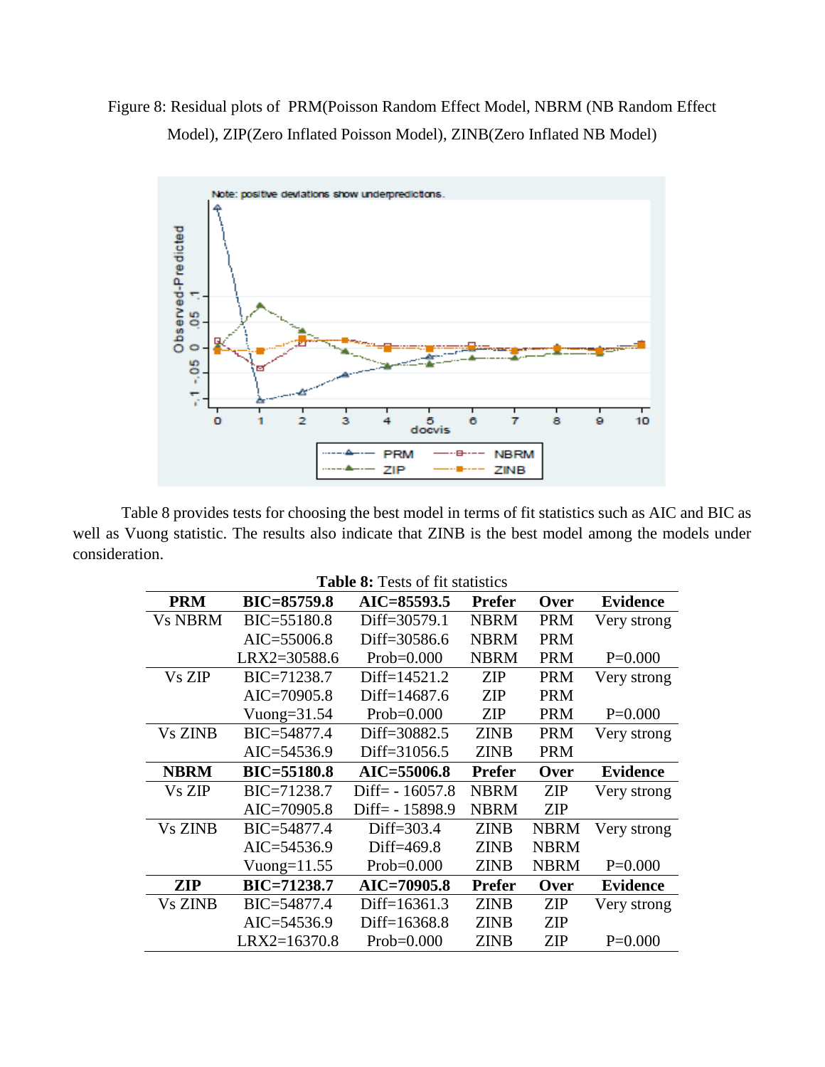Figure 8: Residual plots of PRM(Poisson Random Effect Model, NBRM (NB Random Effect Model), ZIP(Zero Inflated Poisson Model), ZINB(Zero Inflated NB Model)

Table 8 provides tests for choosing the best model in terms of fit statistics such as AIC and BIC as well as Vuong statistic. The results also indicate that ZINB is the best model among the models under consideration.

**Table 8:** Tests of fit statistics

| **PRM** | **BIC=85759.8** | **AIC=85593.5** | **Prefer** | **Over** | **Evidence** |
|---|---|---|---|---|---|
| Vs NBRM | BIC=55180.8 | Diff=30579.1 | NBRM | PRM | Very strong |
| | AIC=55006.8 | Diff=30586.6 | NBRM | PRM | |
| | LRX2=30588.6 | Prob=0.000 | NBRM | PRM | P=0.000 |
| Vs ZIP | BIC=71238.7 | Diff=14521.2 | ZIP | PRM | Very strong |
| | AIC=70905.8 | Diff=14687.6 | ZIP | PRM | |
| | Vuong=31.54 | Prob=0.000 | ZIP | PRM | P=0.000 |
| Vs ZINB | BIC=54877.4 | Diff=30882.5 | ZINB | PRM | Very strong |
| | AIC=54536.9 | Diff=31056.5 | ZINB | PRM | |
| **NBRM** | **BIC=55180.8** | **AIC=55006.8** | **Prefer** | **Over** | **Evidence** |
| Vs ZIP | BIC=71238.7 | Diff= - 16057.8 | NBRM | ZIP | Very strong |
| | AIC=70905.8 | Diff= - 15898.9 | NBRM | ZIP | |
| Vs ZINB | BIC=54877.4 | Diff=303.4 | ZINB | NBRM | Very strong |
| | AIC=54536.9 | Diff=469.8 | ZINB | NBRM | |
| | Vuong=11.55 | Prob=0.000 | ZINB | NBRM | P=0.000 |
| **ZIP** | **BIC=71238.7** | **AIC=70905.8** | **Prefer** | **Over** | **Evidence** |
| Vs ZINB | BIC=54877.4 | Diff=16361.3 | ZINB | ZIP | Very strong |
| | AIC=54536.9 | Diff=16368.8 | ZINB | ZIP | |
| | LRX2=16370.8 | Prob=0.000 | ZINB | ZIP | P=0.000 |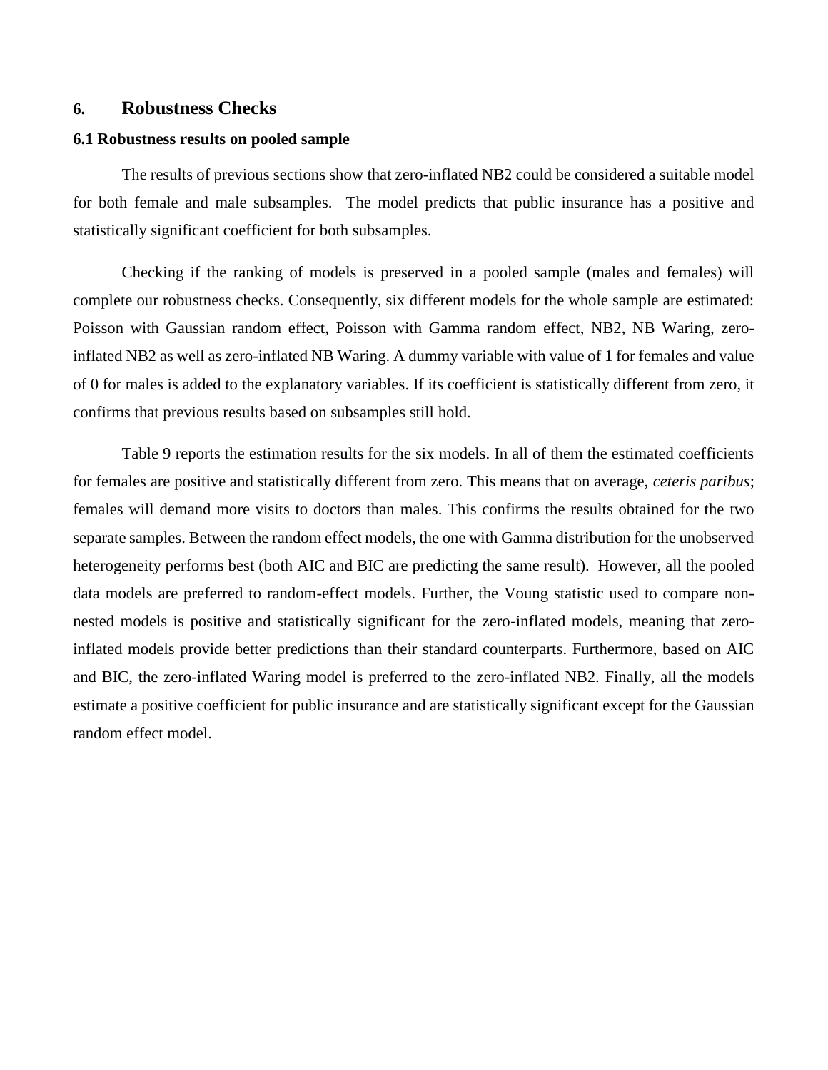## 6. Robustness Checks

### 6.1 Robustness results on pooled sample

The results of previous sections show that zero-inflated NB2 could be considered a suitable model for both female and male subsamples. The model predicts that public insurance has a positive and statistically significant coefficient for both subsamples.

Checking if the ranking of models is preserved in a pooled sample (males and females) will complete our robustness checks. Consequently, six different models for the whole sample are estimated: Poisson with Gaussian random effect, Poisson with Gamma random effect, NB2, NB Waring, zero-inflated NB2 as well as zero-inflated NB Waring. A dummy variable with value of 1 for females and value of 0 for males is added to the explanatory variables. If its coefficient is statistically different from zero, it confirms that previous results based on subsamples still hold.

Table 9 reports the estimation results for the six models. In all of them the estimated coefficients for females are positive and statistically different from zero. This means that on average, *ceteris paribus*; females will demand more visits to doctors than males. This confirms the results obtained for the two separate samples. Between the random effect models, the one with Gamma distribution for the unobserved heterogeneity performs best (both AIC and BIC are predicting the same result). However, all the pooled data models are preferred to random-effect models. Further, the Voung statistic used to compare non-nested models is positive and statistically significant for the zero-inflated models, meaning that zero-inflated models provide better predictions than their standard counterparts. Furthermore, based on AIC and BIC, the zero-inflated Waring model is preferred to the zero-inflated NB2. Finally, all the models estimate a positive coefficient for public insurance and are statistically significant except for the Gaussian random effect model.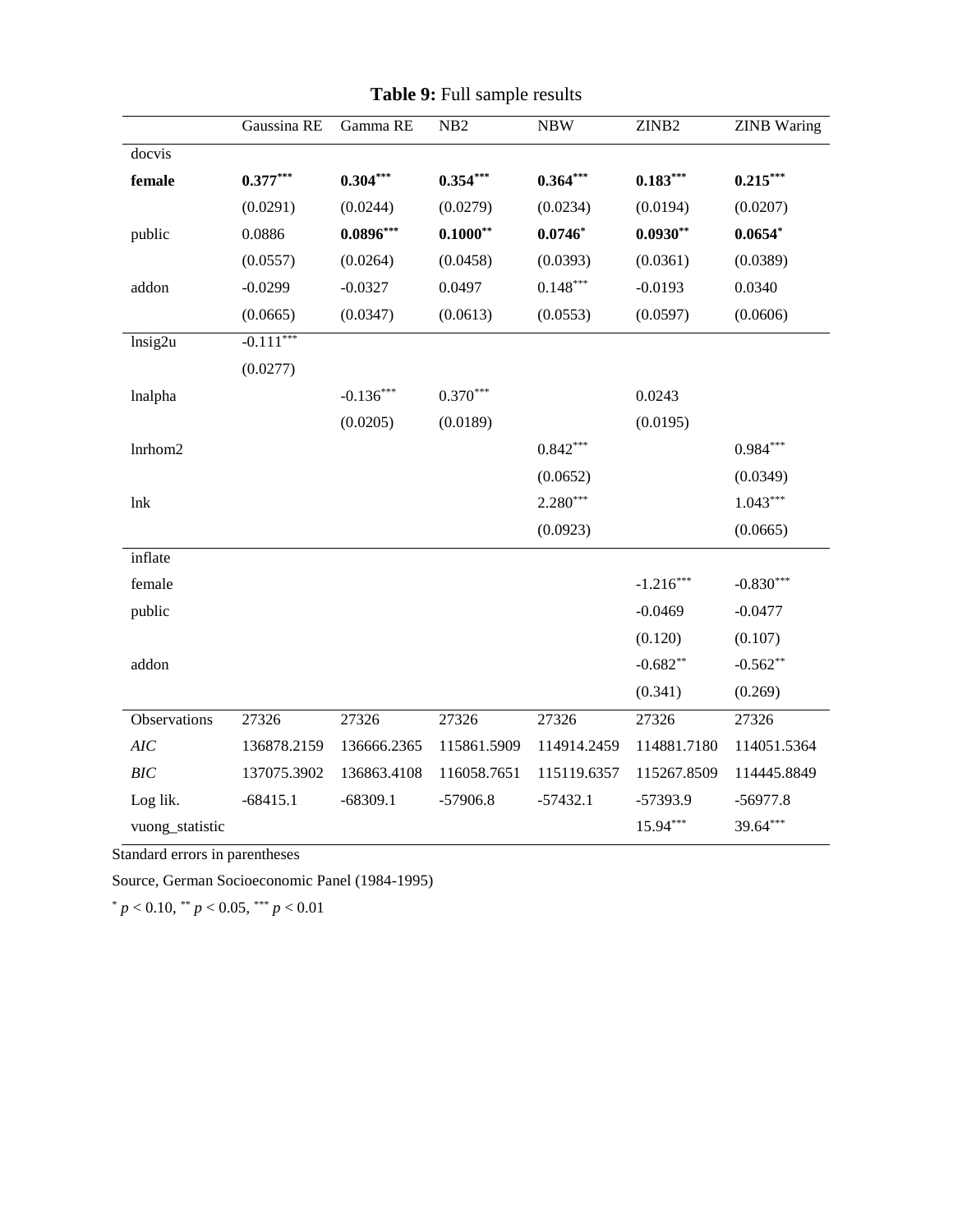**Table 9:** Full sample results

| | Gaussina RE | Gamma RE | NB2 | NBW | ZINB2 | ZINB Waring |
|---|---|---|---|---|---|---|
| docvis | | | | | | |
| **female** | **0.377*** ** | **0.304*** ** | **0.354*** ** | **0.364*** ** | **0.183*** ** | **0.215*** ** |
| | (0.0291) | (0.0244) | (0.0279) | (0.0234) | (0.0194) | (0.0207) |
| public | 0.0886 | **0.0896*** ** | **0.1000** ** | **0.0746* ** | **0.0930** ** | **0.0654* ** |
| | (0.0557) | (0.0264) | (0.0458) | (0.0393) | (0.0361) | (0.0389) |
| addon | -0.0299 | -0.0327 | 0.0497 | 0.148*** | -0.0193 | 0.0340 |
| | (0.0665) | (0.0347) | (0.0613) | (0.0553) | (0.0597) | (0.0606) |
| lnsig2u | -0.111*** | | | | | |
| | (0.0277) | | | | | |
| lnalpha | | -0.136*** | 0.370*** | | 0.0243 | |
| | | (0.0205) | (0.0189) | | (0.0195) | |
| lnrhom2 | | | | 0.842*** | | 0.984*** |
| | | | | (0.0652) | | (0.0349) |
| lnk | | | | 2.280*** | | 1.043*** |
| | | | | (0.0923) | | (0.0665) |
| inflate | | | | | | |
| female | | | | | -1.216*** | -0.830*** |
| public | | | | | -0.0469 | -0.0477 |
| | | | | | (0.120) | (0.107) |
| addon | | | | | -0.682** | -0.562** |
| | | | | | (0.341) | (0.269) |
| Observations | 27326 | 27326 | 27326 | 27326 | 27326 | 27326 |
| *AIC* | 136878.2159 | 136666.2365 | 115861.5909 | 114914.2459 | 114881.7180 | 114051.5364 |
| *BIC* | 137075.3902 | 136863.4108 | 116058.7651 | 115119.6357 | 115267.8509 | 114445.8849 |
| Log lik. | -68415.1 | -68309.1 | -57906.8 | -57432.1 | -57393.9 | -56977.8 |
| vuong_statistic | | | | | 15.94*** | 39.64*** |

Standard errors in parentheses

Source, German Socioeconomic Panel (1984-1995)

* $p < 0.10$, ** $p < 0.05$, *** $p < 0.01$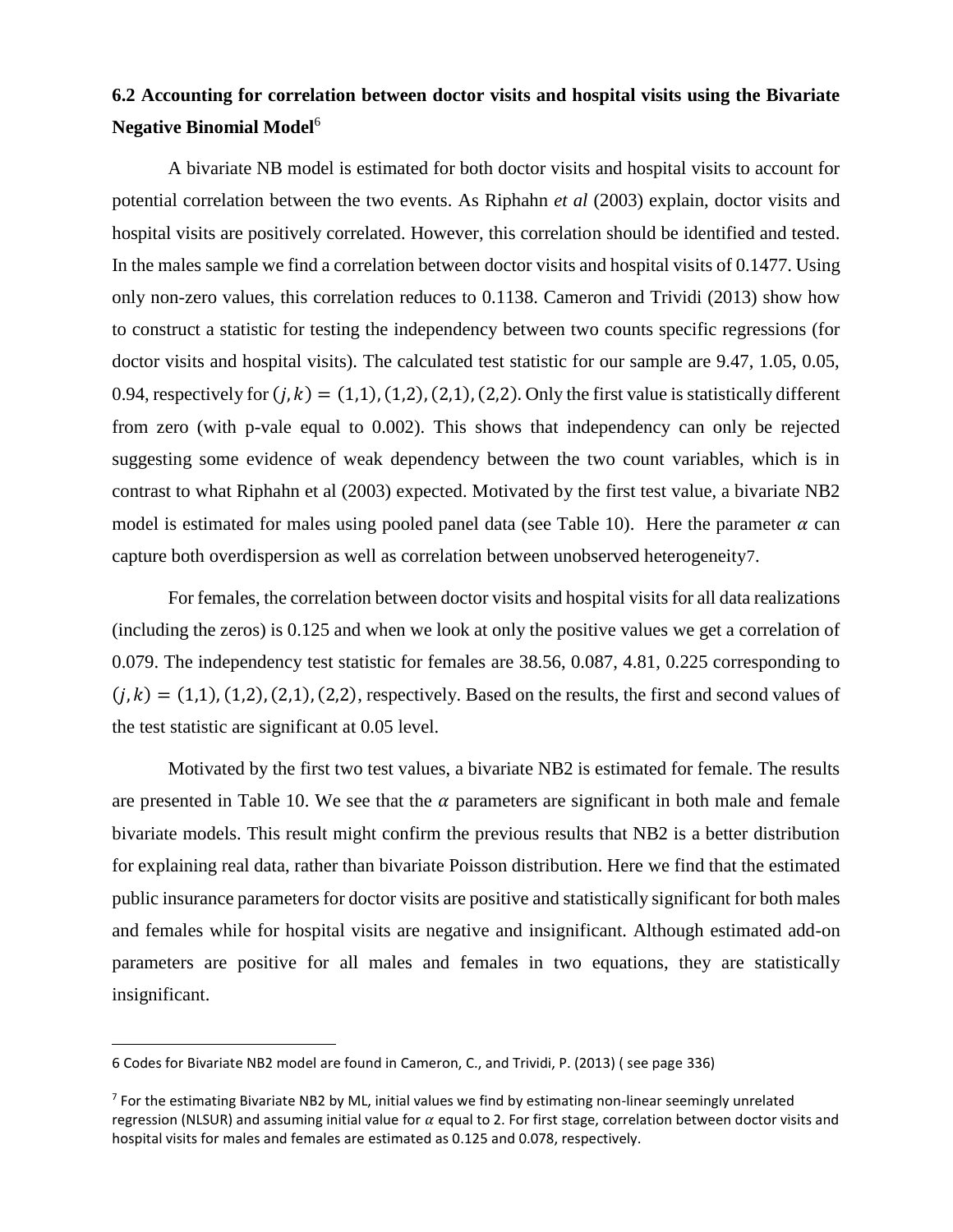### 6.2 Accounting for correlation between doctor visits and hospital visits using the Bivariate Negative Binomial Model[6]

A bivariate NB model is estimated for both doctor visits and hospital visits to account for potential correlation between the two events. As Riphahn *et al* (2003) explain, doctor visits and hospital visits are positively correlated. However, this correlation should be identified and tested. In the males sample we find a correlation between doctor visits and hospital visits of 0.1477. Using only non-zero values, this correlation reduces to 0.1138. Cameron and Trividi (2013) show how to construct a statistic for testing the independency between two counts specific regressions (for doctor visits and hospital visits). The calculated test statistic for our sample are 9.47, 1.05, 0.05, 0.94, respectively for $(j, k) = (1,1), (1,2), (2,1), (2,2)$. Only the first value is statistically different from zero (with p-vale equal to 0.002). This shows that independency can only be rejected suggesting some evidence of weak dependency between the two count variables, which is in contrast to what Riphahn et al (2003) expected. Motivated by the first test value, a bivariate NB2 model is estimated for males using pooled panel data (see Table 10). Here the parameter $\alpha$ can capture both overdispersion as well as correlation between unobserved heterogeneity[7].

For females, the correlation between doctor visits and hospital visits for all data realizations (including the zeros) is 0.125 and when we look at only the positive values we get a correlation of 0.079. The independency test statistic for females are 38.56, 0.087, 4.81, 0.225 corresponding to $(j, k) = (1,1), (1,2), (2,1), (2,2)$, respectively. Based on the results, the first and second values of the test statistic are significant at 0.05 level.

Motivated by the first two test values, a bivariate NB2 is estimated for female. The results are presented in Table 10. We see that the $\alpha$ parameters are significant in both male and female bivariate models. This result might confirm the previous results that NB2 is a better distribution for explaining real data, rather than bivariate Poisson distribution. Here we find that the estimated public insurance parameters for doctor visits are positive and statistically significant for both males and females while for hospital visits are negative and insignificant. Although estimated add-on parameters are positive for all males and females in two equations, they are statistically insignificant.

---

6 Codes for Bivariate NB2 model are found in Cameron, C., and Trividi, P. (2013) ( see page 336)

7 For the estimating Bivariate NB2 by ML, initial values we find by estimating non-linear seemingly unrelated regression (NLSUR) and assuming initial value for $\alpha$ equal to 2. For first stage, correlation between doctor visits and hospital visits for males and females are estimated as 0.125 and 0.078, respectively.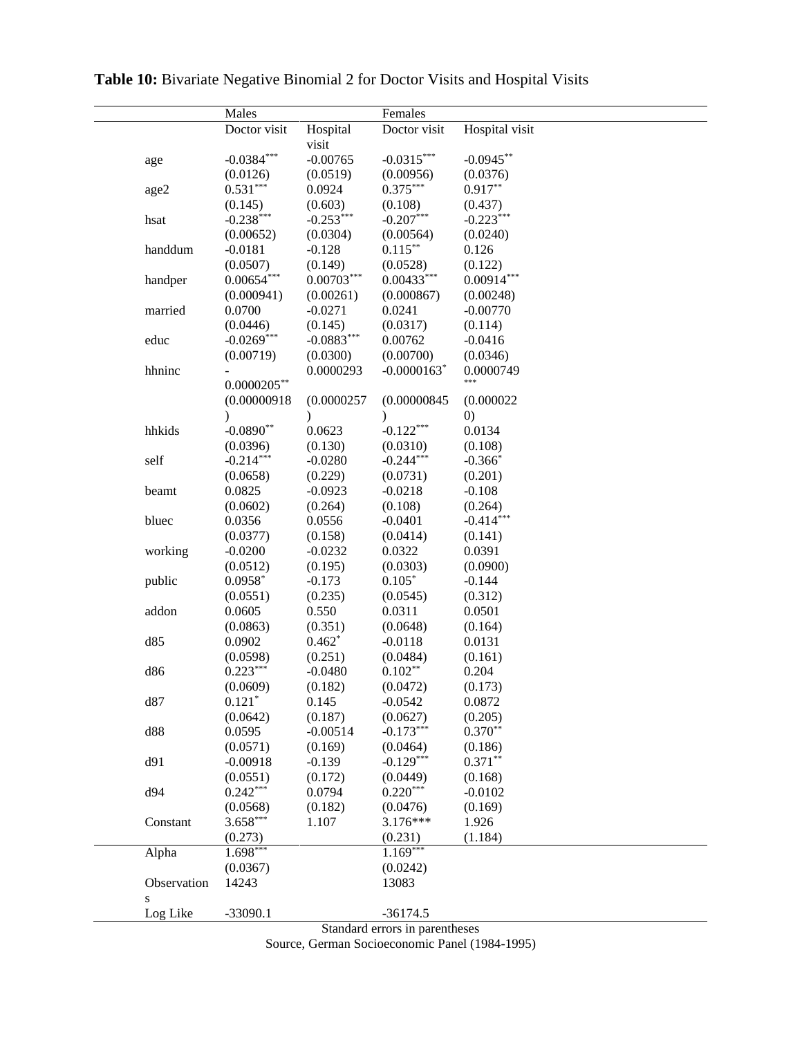**Table 10:** Bivariate Negative Binomial 2 for Doctor Visits and Hospital Visits

| | Males | | Females | |
|---|---|---|---|---|
| | Doctor visit | Hospital visit | Doctor visit | Hospital visit |
| age | -0.0384*** | -0.00765 | -0.0315*** | -0.0945** |
| | (0.0126) | (0.0519) | (0.00956) | (0.0376) |
| age2 | 0.531*** | 0.0924 | 0.375*** | 0.917** |
| | (0.145) | (0.603) | (0.108) | (0.437) |
| hsat | -0.238*** | -0.253*** | -0.207*** | -0.223*** |
| | (0.00652) | (0.0304) | (0.00564) | (0.0240) |
| handdum | -0.0181 | -0.128 | 0.115** | 0.126 |
| | (0.0507) | (0.149) | (0.0528) | (0.122) |
| handper | 0.00654*** | 0.00703*** | 0.00433*** | 0.00914*** |
| | (0.000941) | (0.00261) | (0.000867) | (0.00248) |
| married | 0.0700 | -0.0271 | 0.0241 | -0.00770 |
| | (0.0446) | (0.145) | (0.0317) | (0.114) |
| educ | -0.0269*** | -0.0883*** | 0.00762 | -0.0416 |
| | (0.00719) | (0.0300) | (0.00700) | (0.0346) |
| hhninc | -0.0000205** | 0.0000293 | -0.0000163* | 0.0000749*** |
| | (0.00000918) | (0.0000257) | (0.00000845) | (0.0000220) |
| hhkids | -0.0890** | 0.0623 | -0.122*** | 0.0134 |
| | (0.0396) | (0.130) | (0.0310) | (0.108) |
| self | -0.214*** | -0.0280 | -0.244*** | -0.366* |
| | (0.0658) | (0.229) | (0.0731) | (0.201) |
| beamt | 0.0825 | -0.0923 | -0.0218 | -0.108 |
| | (0.0602) | (0.264) | (0.108) | (0.264) |
| bluec | 0.0356 | 0.0556 | -0.0401 | -0.414*** |
| | (0.0377) | (0.158) | (0.0414) | (0.141) |
| working | -0.0200 | -0.0232 | 0.0322 | 0.0391 |
| | (0.0512) | (0.195) | (0.0303) | (0.0900) |
| public | 0.0958* | -0.173 | 0.105* | -0.144 |
| | (0.0551) | (0.235) | (0.0545) | (0.312) |
| addon | 0.0605 | 0.550 | 0.0311 | 0.0501 |
| | (0.0863) | (0.351) | (0.0648) | (0.164) |
| d85 | 0.0902 | 0.462* | -0.0118 | 0.0131 |
| | (0.0598) | (0.251) | (0.0484) | (0.161) |
| d86 | 0.223*** | -0.0480 | 0.102** | 0.204 |
| | (0.0609) | (0.182) | (0.0472) | (0.173) |
| d87 | 0.121* | 0.145 | -0.0542 | 0.0872 |
| | (0.0642) | (0.187) | (0.0627) | (0.205) |
| d88 | 0.0595 | -0.00514 | -0.173*** | 0.370** |
| | (0.0571) | (0.169) | (0.0464) | (0.186) |
| d91 | -0.00918 | -0.139 | -0.129*** | 0.371** |
| | (0.0551) | (0.172) | (0.0449) | (0.168) |
| d94 | 0.242*** | 0.0794 | 0.220*** | -0.0102 |
| | (0.0568) | (0.182) | (0.0476) | (0.169) |
| Constant | 3.658*** | 1.107 | 3.176*** | 1.926 |
| | (0.273) | | (0.231) | (1.184) |
| Alpha | 1.698*** | | 1.169*** | |
| | (0.0367) | | (0.0242) | |
| Observations | 14243 | | 13083 | |
| Log Like | -33090.1 | | -36174.5 | |

Standard errors in parentheses

Source, German Socioeconomic Panel (1984-1995)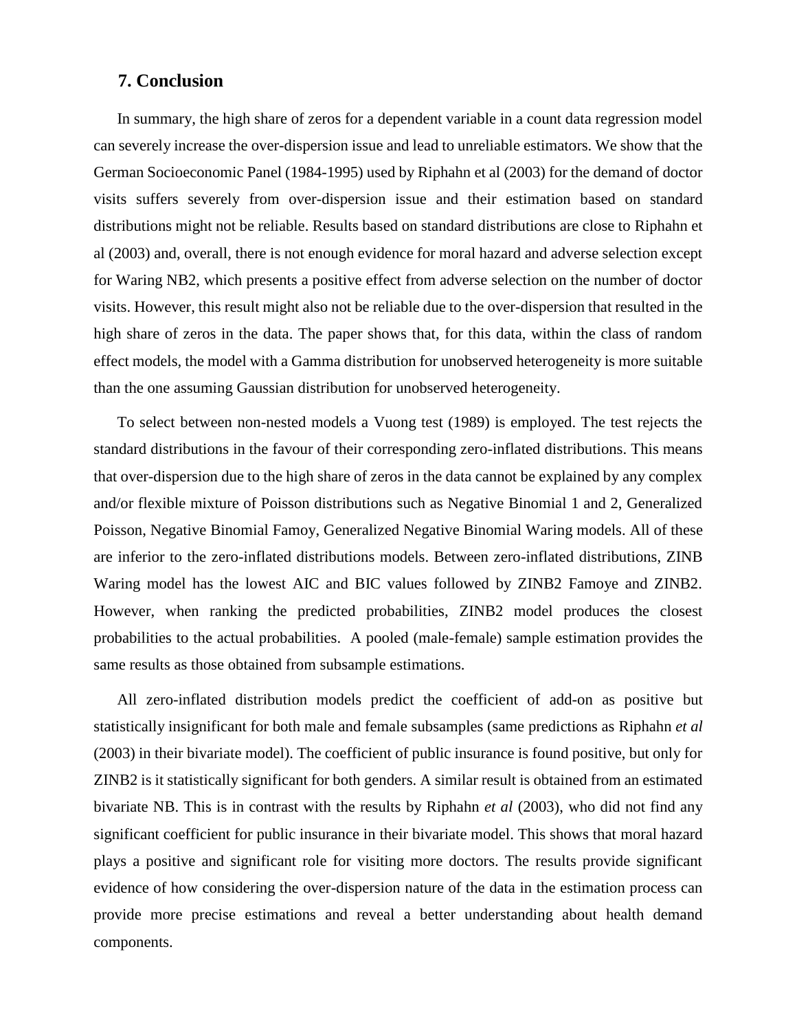## 7. Conclusion

In summary, the high share of zeros for a dependent variable in a count data regression model can severely increase the over-dispersion issue and lead to unreliable estimators. We show that the German Socioeconomic Panel (1984-1995) used by Riphahn et al (2003) for the demand of doctor visits suffers severely from over-dispersion issue and their estimation based on standard distributions might not be reliable. Results based on standard distributions are close to Riphahn et al (2003) and, overall, there is not enough evidence for moral hazard and adverse selection except for Waring NB2, which presents a positive effect from adverse selection on the number of doctor visits. However, this result might also not be reliable due to the over-dispersion that resulted in the high share of zeros in the data. The paper shows that, for this data, within the class of random effect models, the model with a Gamma distribution for unobserved heterogeneity is more suitable than the one assuming Gaussian distribution for unobserved heterogeneity.

To select between non-nested models a Vuong test (1989) is employed. The test rejects the standard distributions in the favour of their corresponding zero-inflated distributions. This means that over-dispersion due to the high share of zeros in the data cannot be explained by any complex and/or flexible mixture of Poisson distributions such as Negative Binomial 1 and 2, Generalized Poisson, Negative Binomial Famoy, Generalized Negative Binomial Waring models. All of these are inferior to the zero-inflated distributions models. Between zero-inflated distributions, ZINB Waring model has the lowest AIC and BIC values followed by ZINB2 Famoye and ZINB2. However, when ranking the predicted probabilities, ZINB2 model produces the closest probabilities to the actual probabilities. A pooled (male-female) sample estimation provides the same results as those obtained from subsample estimations.

All zero-inflated distribution models predict the coefficient of add-on as positive but statistically insignificant for both male and female subsamples (same predictions as Riphahn *et al* (2003) in their bivariate model). The coefficient of public insurance is found positive, but only for ZINB2 is it statistically significant for both genders. A similar result is obtained from an estimated bivariate NB. This is in contrast with the results by Riphahn *et al* (2003), who did not find any significant coefficient for public insurance in their bivariate model. This shows that moral hazard plays a positive and significant role for visiting more doctors. The results provide significant evidence of how considering the over-dispersion nature of the data in the estimation process can provide more precise estimations and reveal a better understanding about health demand components.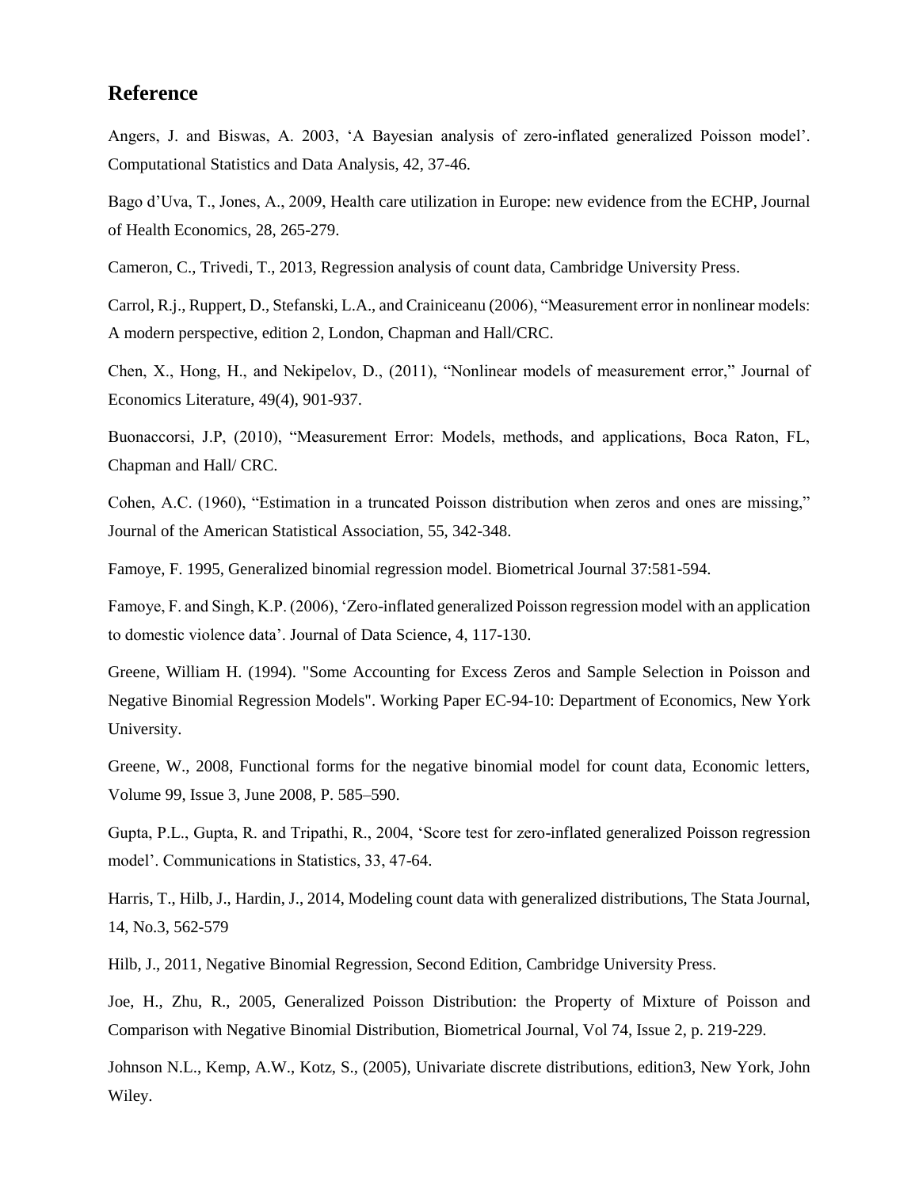## Reference

Angers, J. and Biswas, A. 2003, 'A Bayesian analysis of zero-inflated generalized Poisson model'. Computational Statistics and Data Analysis, 42, 37-46.

Bago d'Uva, T., Jones, A., 2009, Health care utilization in Europe: new evidence from the ECHP, Journal of Health Economics, 28, 265-279.

Cameron, C., Trivedi, T., 2013, Regression analysis of count data, Cambridge University Press.

Carrol, R.j., Ruppert, D., Stefanski, L.A., and Crainiceanu (2006), "Measurement error in nonlinear models: A modern perspective, edition 2, London, Chapman and Hall/CRC.

Chen, X., Hong, H., and Nekipelov, D., (2011), "Nonlinear models of measurement error," Journal of Economics Literature, 49(4), 901-937.

Buonaccorsi, J.P, (2010), "Measurement Error: Models, methods, and applications, Boca Raton, FL, Chapman and Hall/ CRC.

Cohen, A.C. (1960), "Estimation in a truncated Poisson distribution when zeros and ones are missing," Journal of the American Statistical Association, 55, 342-348.

Famoye, F. 1995, Generalized binomial regression model. Biometrical Journal 37:581-594.

Famoye, F. and Singh, K.P. (2006), 'Zero-inflated generalized Poisson regression model with an application to domestic violence data'. Journal of Data Science, 4, 117-130.

Greene, William H. (1994). "Some Accounting for Excess Zeros and Sample Selection in Poisson and Negative Binomial Regression Models". Working Paper EC-94-10: Department of Economics, New York University.

Greene, W., 2008, Functional forms for the negative binomial model for count data, Economic letters, Volume 99, Issue 3, June 2008, P. 585–590.

Gupta, P.L., Gupta, R. and Tripathi, R., 2004, 'Score test for zero-inflated generalized Poisson regression model'. Communications in Statistics, 33, 47-64.

Harris, T., Hilb, J., Hardin, J., 2014, Modeling count data with generalized distributions, The Stata Journal, 14, No.3, 562-579

Hilb, J., 2011, Negative Binomial Regression, Second Edition, Cambridge University Press.

Joe, H., Zhu, R., 2005, Generalized Poisson Distribution: the Property of Mixture of Poisson and Comparison with Negative Binomial Distribution, Biometrical Journal, Vol 74, Issue 2, p. 219-229.

Johnson N.L., Kemp, A.W., Kotz, S., (2005), Univariate discrete distributions, edition3, New York, John Wiley.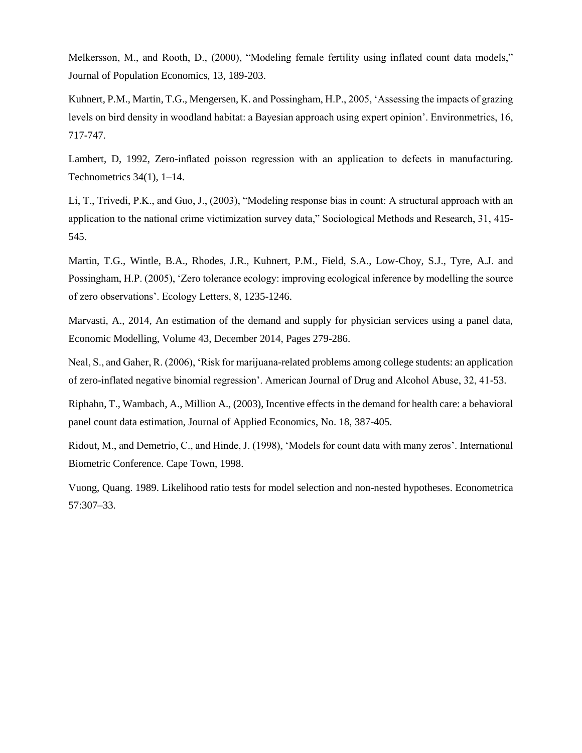Melkersson, M., and Rooth, D., (2000), “Modeling female fertility using inflated count data models,” Journal of Population Economics, 13, 189-203.

Kuhnert, P.M., Martin, T.G., Mengersen, K. and Possingham, H.P., 2005, ‘Assessing the impacts of grazing levels on bird density in woodland habitat: a Bayesian approach using expert opinion’. Environmetrics, 16, 717-747.

Lambert, D, 1992, Zero-inflated poisson regression with an application to defects in manufacturing. Technometrics 34(1), 1–14.

Li, T., Trivedi, P.K., and Guo, J., (2003), “Modeling response bias in count: A structural approach with an application to the national crime victimization survey data,” Sociological Methods and Research, 31, 415-545.

Martin, T.G., Wintle, B.A., Rhodes, J.R., Kuhnert, P.M., Field, S.A., Low-Choy, S.J., Tyre, A.J. and Possingham, H.P. (2005), ‘Zero tolerance ecology: improving ecological inference by modelling the source of zero observations’. Ecology Letters, 8, 1235-1246.

Marvasti, A., 2014, An estimation of the demand and supply for physician services using a panel data, Economic Modelling, Volume 43, December 2014, Pages 279-286.

Neal, S., and Gaher, R. (2006), ‘Risk for marijuana-related problems among college students: an application of zero-inflated negative binomial regression’. American Journal of Drug and Alcohol Abuse, 32, 41-53.

Riphahn, T., Wambach, A., Million A., (2003), Incentive effects in the demand for health care: a behavioral panel count data estimation, Journal of Applied Economics, No. 18, 387-405.

Ridout, M., and Demetrio, C., and Hinde, J. (1998), ‘Models for count data with many zeros’. International Biometric Conference. Cape Town, 1998.

Vuong, Quang. 1989. Likelihood ratio tests for model selection and non-nested hypotheses. Econometrica 57:307–33.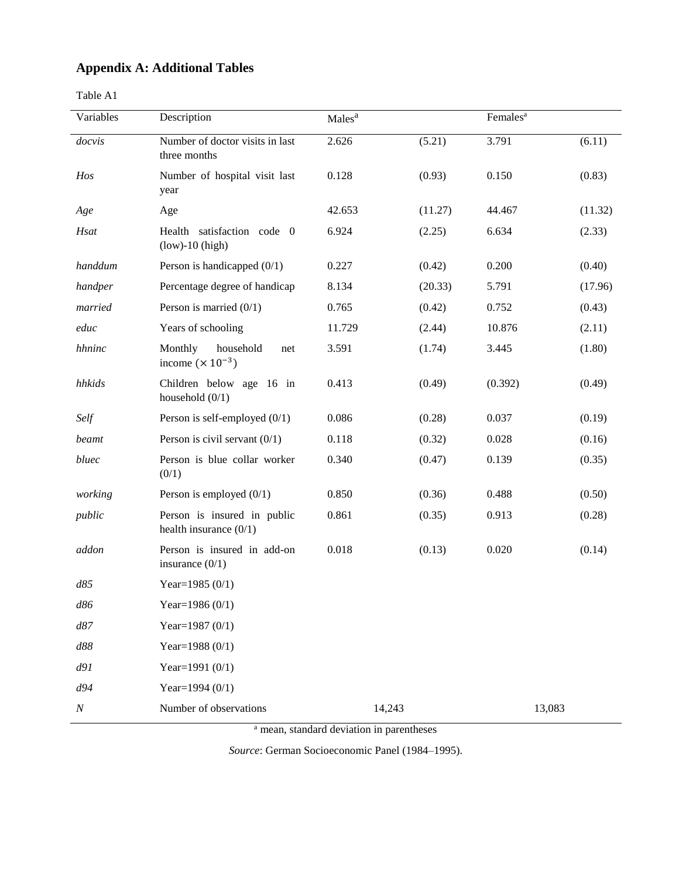## Appendix A: Additional Tables

Table A1

| Variables | Description | Males[a] | | Females[a] | |
|---|---|---|---|---|---|
| *docvis* | Number of doctor visits in last three months | 2.626 | (5.21) | 3.791 | (6.11) |
| *Hos* | Number of hospital visit last year | 0.128 | (0.93) | 0.150 | (0.83) |
| *Age* | Age | 42.653 | (11.27) | 44.467 | (11.32) |
| *Hsat* | Health satisfaction code 0 (low)-10 (high) | 6.924 | (2.25) | 6.634 | (2.33) |
| *handdum* | Person is handicapped (0/1) | 0.227 | (0.42) | 0.200 | (0.40) |
| *handper* | Percentage degree of handicap | 8.134 | (20.33) | 5.791 | (17.96) |
| *married* | Person is married (0/1) | 0.765 | (0.42) | 0.752 | (0.43) |
| *educ* | Years of schooling | 11.729 | (2.44) | 10.876 | (2.11) |
| *hhninc* | Monthly household net income ($\times 10^{-3}$) | 3.591 | (1.74) | 3.445 | (1.80) |
| *hhkids* | Children below age 16 in household (0/1) | 0.413 | (0.49) | (0.392) | (0.49) |
| *Self* | Person is self-employed (0/1) | 0.086 | (0.28) | 0.037 | (0.19) |
| *beamt* | Person is civil servant (0/1) | 0.118 | (0.32) | 0.028 | (0.16) |
| *bluec* | Person is blue collar worker (0/1) | 0.340 | (0.47) | 0.139 | (0.35) |
| *working* | Person is employed (0/1) | 0.850 | (0.36) | 0.488 | (0.50) |
| *public* | Person is insured in public health insurance (0/1) | 0.861 | (0.35) | 0.913 | (0.28) |
| *addon* | Person is insured in add-on insurance (0/1) | 0.018 | (0.13) | 0.020 | (0.14) |
| *d85* | Year=1985 (0/1) | | | | |
| *d86* | Year=1986 (0/1) | | | | |
| *d87* | Year=1987 (0/1) | | | | |
| *d88* | Year=1988 (0/1) | | | | |
| *d91* | Year=1991 (0/1) | | | | |
| *d94* | Year=1994 (0/1) | | | | |
| *N* | Number of observations | 14,243 | | 13,083 | |

[a] mean, standard deviation in parentheses

*Source*: German Socioeconomic Panel (1984–1995).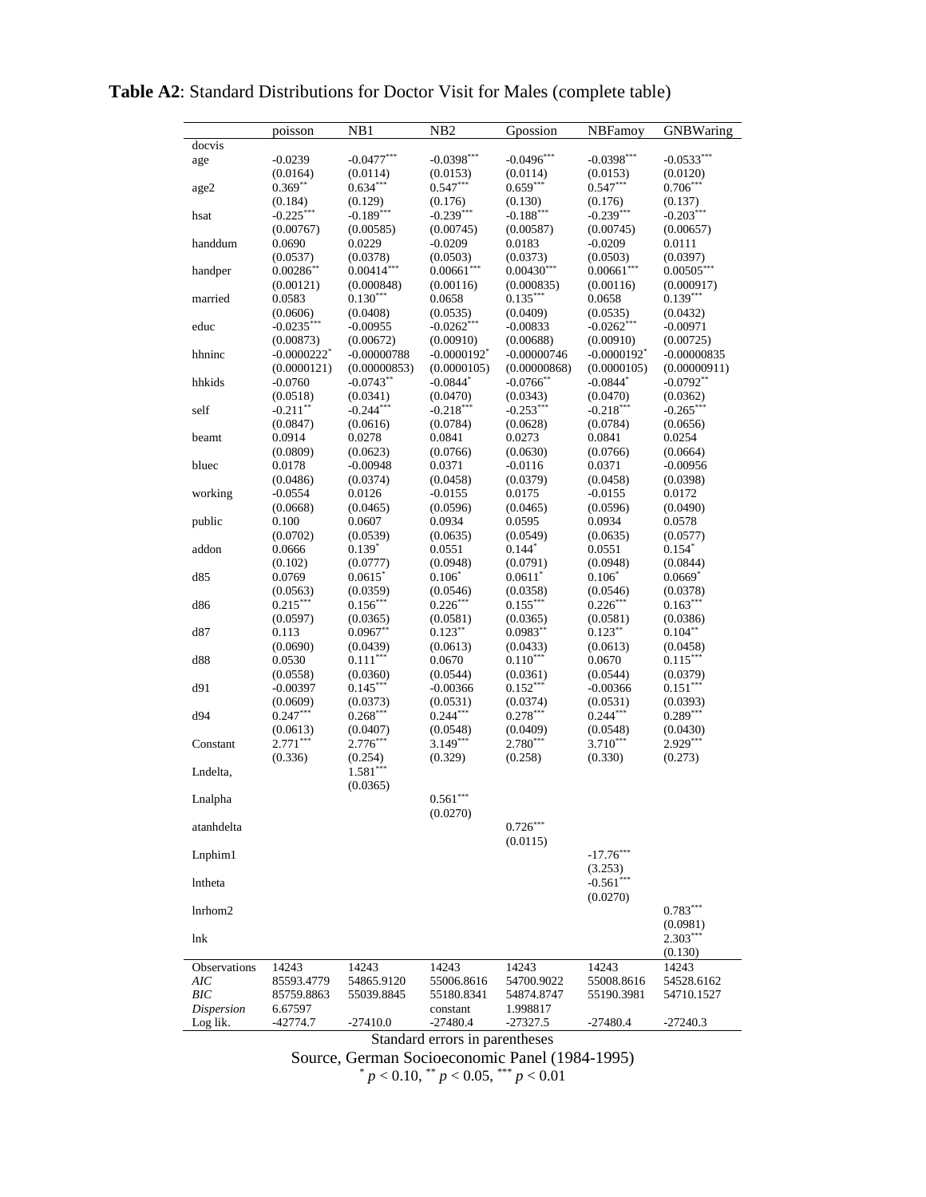**Table A2**: Standard Distributions for Doctor Visit for Males (complete table)

| | poisson | NB1 | NB2 | Gpossion | NBFamoy | GNBWaring |
|---|---|---|---|---|---|---|
| docvis | | | | | | |
| age | -0.0239 | -0.0477*** | -0.0398*** | -0.0496*** | -0.0398*** | -0.0533*** |
| | (0.0164) | (0.0114) | (0.0153) | (0.0114) | (0.0153) | (0.0120) |
| age2 | 0.369** | 0.634*** | 0.547*** | 0.659*** | 0.547*** | 0.706*** |
| | (0.184) | (0.129) | (0.176) | (0.130) | (0.176) | (0.137) |
| hsat | -0.225*** | -0.189*** | -0.239*** | -0.188*** | -0.239*** | -0.203*** |
| | (0.00767) | (0.00585) | (0.00745) | (0.00587) | (0.00745) | (0.00657) |
| handdum | 0.0690 | 0.0229 | -0.0209 | 0.0183 | -0.0209 | 0.0111 |
| | (0.0537) | (0.0378) | (0.0503) | (0.0373) | (0.0503) | (0.0397) |
| handper | 0.00286** | 0.00414*** | 0.00661*** | 0.00430*** | 0.00661*** | 0.00505*** |
| | (0.00121) | (0.000848) | (0.00116) | (0.000835) | (0.00116) | (0.000917) |
| married | 0.0583 | 0.130*** | 0.0658 | 0.135*** | 0.0658 | 0.139*** |
| | (0.0606) | (0.0408) | (0.0535) | (0.0409) | (0.0535) | (0.0432) |
| educ | -0.0235*** | -0.00955 | -0.0262*** | -0.00833 | -0.0262*** | -0.00971 |
| | (0.00873) | (0.00672) | (0.00910) | (0.00688) | (0.00910) | (0.00725) |
| hhninc | -0.0000222* | -0.00000788 | -0.0000192* | -0.00000746 | -0.0000192* | -0.00000835 |
| | (0.0000121) | (0.00000853) | (0.0000105) | (0.00000868) | (0.0000105) | (0.00000911) |
| hhkids | -0.0760 | -0.0743** | -0.0844* | -0.0766** | -0.0844* | -0.0792** |
| | (0.0518) | (0.0341) | (0.0470) | (0.0343) | (0.0470) | (0.0362) |
| self | -0.211** | -0.244*** | -0.218*** | -0.253*** | -0.218*** | -0.265*** |
| | (0.0847) | (0.0616) | (0.0784) | (0.0628) | (0.0784) | (0.0656) |
| beamt | 0.0914 | 0.0278 | 0.0841 | 0.0273 | 0.0841 | 0.0254 |
| | (0.0809) | (0.0623) | (0.0766) | (0.0630) | (0.0766) | (0.0664) |
| bluec | 0.0178 | -0.00948 | 0.0371 | -0.0116 | 0.0371 | -0.00956 |
| | (0.0486) | (0.0374) | (0.0458) | (0.0379) | (0.0458) | (0.0398) |
| working | -0.0554 | 0.0126 | -0.0155 | 0.0175 | -0.0155 | 0.0172 |
| | (0.0668) | (0.0465) | (0.0596) | (0.0465) | (0.0596) | (0.0490) |
| public | 0.100 | 0.0607 | 0.0934 | 0.0595 | 0.0934 | 0.0578 |
| | (0.0702) | (0.0539) | (0.0635) | (0.0549) | (0.0635) | (0.0577) |
| addon | 0.0666 | 0.139* | 0.0551 | 0.144* | 0.0551 | 0.154* |
| | (0.102) | (0.0777) | (0.0948) | (0.0791) | (0.0948) | (0.0844) |
| d85 | 0.0769 | 0.0615* | 0.106* | 0.0611* | 0.106* | 0.0669* |
| | (0.0563) | (0.0359) | (0.0546) | (0.0358) | (0.0546) | (0.0378) |
| d86 | 0.215*** | 0.156*** | 0.226*** | 0.155*** | 0.226*** | 0.163*** |
| | (0.0597) | (0.0365) | (0.0581) | (0.0365) | (0.0581) | (0.0386) |
| d87 | 0.113 | 0.0967** | 0.123** | 0.0983** | 0.123** | 0.104** |
| | (0.0690) | (0.0439) | (0.0613) | (0.0433) | (0.0613) | (0.0458) |
| d88 | 0.0530 | 0.111*** | 0.0670 | 0.110*** | 0.0670 | 0.115*** |
| | (0.0558) | (0.0360) | (0.0544) | (0.0361) | (0.0544) | (0.0379) |
| d91 | -0.00397 | 0.145*** | -0.00366 | 0.152*** | -0.00366 | 0.151*** |
| | (0.0609) | (0.0373) | (0.0531) | (0.0374) | (0.0531) | (0.0393) |
| d94 | 0.247*** | 0.268*** | 0.244*** | 0.278*** | 0.244*** | 0.289*** |
| | (0.0613) | (0.0407) | (0.0548) | (0.0409) | (0.0548) | (0.0430) |
| Constant | 2.771*** | 2.776*** | 3.149*** | 2.780*** | 3.710*** | 2.929*** |
| | (0.336) | (0.254) | (0.329) | (0.258) | (0.330) | (0.273) |
| Lndelta, | | 1.581*** | | | | |
| | | (0.0365) | | | | |
| Lnalpha | | | 0.561*** | | | |
| | | | (0.0270) | | | |
| atanhdelta | | | | 0.726*** | | |
| | | | | (0.0115) | | |
| Lnphim1 | | | | | -17.76*** | |
| | | | | | (3.253) | |
| lntheta | | | | | -0.561*** | |
| | | | | | (0.0270) | |
| lnrhom2 | | | | | | 0.783*** |
| | | | | | | (0.0981) |
| lnk | | | | | | 2.303*** |
| | | | | | | (0.130) |
| Observations | 14243 | 14243 | 14243 | 14243 | 14243 | 14243 |
| *AIC* | 85593.4779 | 54865.9120 | 55006.8616 | 54700.9022 | 55008.8616 | 54528.6162 |
| *BIC* | 85759.8863 | 55039.8845 | 55180.8341 | 54874.8747 | 55190.3981 | 54710.1527 |
| *Dispersion* | 6.67597 | | constant | 1.998817 | | |
| Log lik. | -42774.7 | -27410.0 | -27480.4 | -27327.5 | -27480.4 | -27240.3 |

Standard errors in parentheses

Source, German Socioeconomic Panel (1984-1995)

* $p < 0.10$, ** $p < 0.05$, *** $p < 0.01$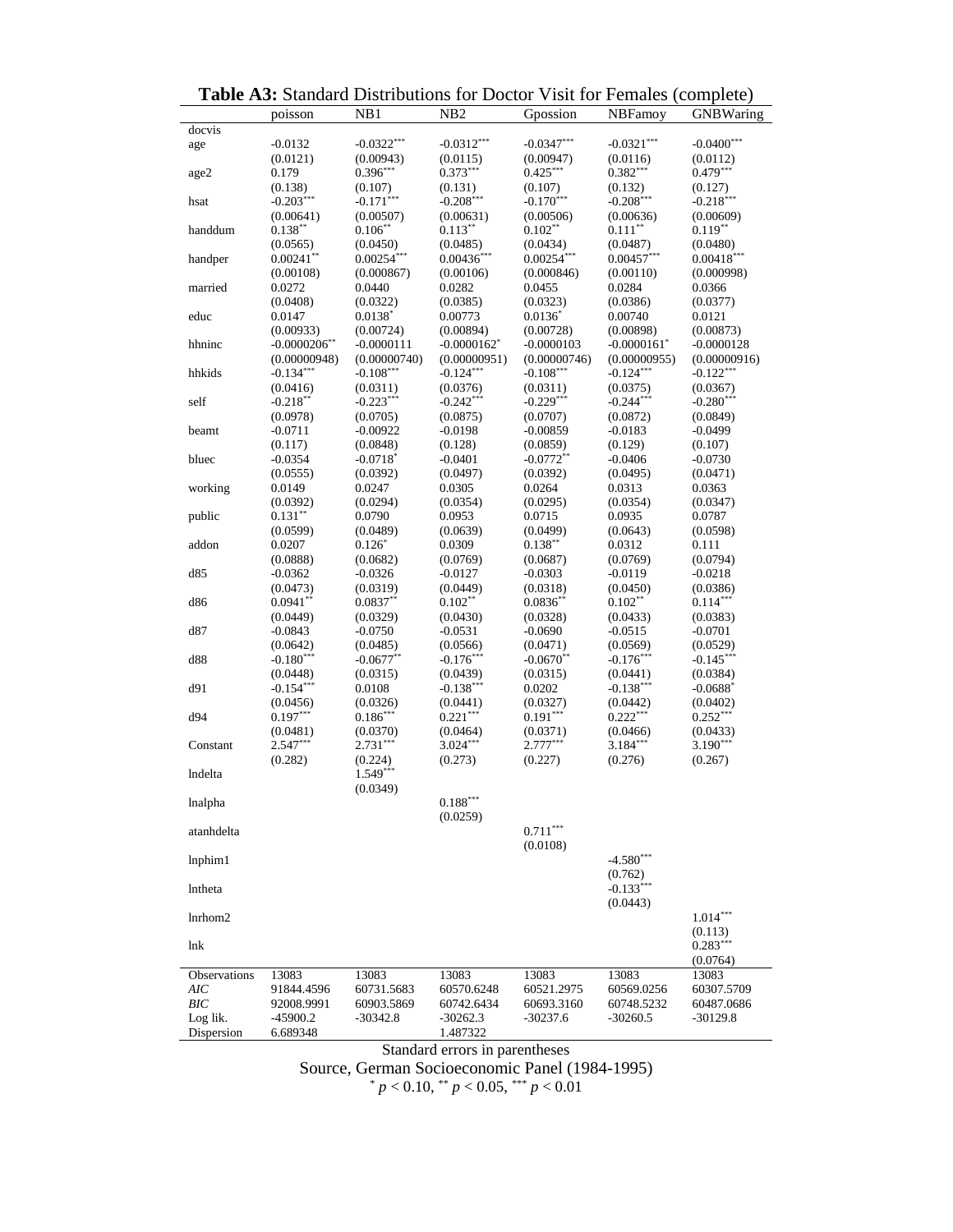**Table A3:** Standard Distributions for Doctor Visit for Females (complete)

| | poisson | NB1 | NB2 | Gpossion | NBFamoy | GNBWaring |
|---|---|---|---|---|---|---|
| docvis | | | | | | |
| age | -0.0132 | -0.0322*** | -0.0312*** | -0.0347*** | -0.0321*** | -0.0400*** |
| | (0.0121) | (0.00943) | (0.0115) | (0.00947) | (0.0116) | (0.0112) |
| age2 | 0.179 | 0.396*** | 0.373*** | 0.425*** | 0.382*** | 0.479*** |
| | (0.138) | (0.107) | (0.131) | (0.107) | (0.132) | (0.127) |
| hsat | -0.203*** | -0.171*** | -0.208*** | -0.170*** | -0.208*** | -0.218*** |
| | (0.00641) | (0.00507) | (0.00631) | (0.00506) | (0.00636) | (0.00609) |
| handdum | 0.138** | 0.106** | 0.113** | 0.102** | 0.111** | 0.119** |
| | (0.0565) | (0.0450) | (0.0485) | (0.0434) | (0.0487) | (0.0480) |
| handper | 0.00241** | 0.00254*** | 0.00436*** | 0.00254*** | 0.00457*** | 0.00418*** |
| | (0.00108) | (0.000867) | (0.00106) | (0.000846) | (0.00110) | (0.000998) |
| married | 0.0272 | 0.0440 | 0.0282 | 0.0455 | 0.0284 | 0.0366 |
| | (0.0408) | (0.0322) | (0.0385) | (0.0323) | (0.0386) | (0.0377) |
| educ | 0.0147 | 0.0138* | 0.00773 | 0.0136* | 0.00740 | 0.0121 |
| | (0.00933) | (0.00724) | (0.00894) | (0.00728) | (0.00898) | (0.00873) |
| hhninc | -0.0000206** | -0.0000111 | -0.0000162* | -0.0000103 | -0.0000161* | -0.0000128 |
| | (0.00000948) | (0.00000740) | (0.00000951) | (0.00000746) | (0.00000955) | (0.00000916) |
| hhkids | -0.134*** | -0.108*** | -0.124*** | -0.108*** | -0.124*** | -0.122*** |
| | (0.0416) | (0.0311) | (0.0376) | (0.0311) | (0.0375) | (0.0367) |
| self | -0.218** | -0.223*** | -0.242*** | -0.229*** | -0.244*** | -0.280*** |
| | (0.0978) | (0.0705) | (0.0875) | (0.0707) | (0.0872) | (0.0849) |
| beamt | -0.0711 | -0.00922 | -0.0198 | -0.00859 | -0.0183 | -0.0499 |
| | (0.117) | (0.0848) | (0.128) | (0.0859) | (0.129) | (0.107) |
| bluec | -0.0354 | -0.0718* | -0.0401 | -0.0772** | -0.0406 | -0.0730 |
| | (0.0555) | (0.0392) | (0.0497) | (0.0392) | (0.0495) | (0.0471) |
| working | 0.0149 | 0.0247 | 0.0305 | 0.0264 | 0.0313 | 0.0363 |
| | (0.0392) | (0.0294) | (0.0354) | (0.0295) | (0.0354) | (0.0347) |
| public | 0.131** | 0.0790 | 0.0953 | 0.0715 | 0.0935 | 0.0787 |
| | (0.0599) | (0.0489) | (0.0639) | (0.0499) | (0.0643) | (0.0598) |
| addon | 0.0207 | 0.126* | 0.0309 | 0.138** | 0.0312 | 0.111 |
| | (0.0888) | (0.0682) | (0.0769) | (0.0687) | (0.0769) | (0.0794) |
| d85 | -0.0362 | -0.0326 | -0.0127 | -0.0303 | -0.0119 | -0.0218 |
| | (0.0473) | (0.0319) | (0.0449) | (0.0318) | (0.0450) | (0.0386) |
| d86 | 0.0941** | 0.0837** | 0.102** | 0.0836** | 0.102** | 0.114*** |
| | (0.0449) | (0.0329) | (0.0430) | (0.0328) | (0.0433) | (0.0383) |
| d87 | -0.0843 | -0.0750 | -0.0531 | -0.0690 | -0.0515 | -0.0701 |
| | (0.0642) | (0.0485) | (0.0566) | (0.0471) | (0.0569) | (0.0529) |
| d88 | -0.180*** | -0.0677** | -0.176*** | -0.0670** | -0.176*** | -0.145*** |
| | (0.0448) | (0.0315) | (0.0439) | (0.0315) | (0.0441) | (0.0384) |
| d91 | -0.154*** | 0.0108 | -0.138*** | 0.0202 | -0.138*** | -0.0688* |
| | (0.0456) | (0.0326) | (0.0441) | (0.0327) | (0.0442) | (0.0402) |
| d94 | 0.197*** | 0.186*** | 0.221*** | 0.191*** | 0.222*** | 0.252*** |
| | (0.0481) | (0.0370) | (0.0464) | (0.0371) | (0.0466) | (0.0433) |
| Constant | 2.547*** | 2.731*** | 3.024*** | 2.777*** | 3.184*** | 3.190*** |
| | (0.282) | (0.224) | (0.273) | (0.227) | (0.276) | (0.267) |
| lndelta | | 1.549*** | | | | |
| | | (0.0349) | | | | |
| lnalpha | | | 0.188*** | | | |
| | | | (0.0259) | | | |
| atanhdelta | | | | 0.711*** | | |
| | | | | (0.0108) | | |
| lnphim1 | | | | | -4.580*** | |
| | | | | | (0.762) | |
| lntheta | | | | | -0.133*** | |
| | | | | | (0.0443) | |
| lnrhom2 | | | | | | 1.014*** |
| | | | | | | (0.113) |
| lnk | | | | | | 0.283*** |
| | | | | | | (0.0764) |
| Observations | 13083 | 13083 | 13083 | 13083 | 13083 | 13083 |
| *AIC* | 91844.4596 | 60731.5683 | 60570.6248 | 60521.2975 | 60569.0256 | 60307.5709 |
| *BIC* | 92008.9991 | 60903.5869 | 60742.6434 | 60693.3160 | 60748.5232 | 60487.0686 |
| Log lik. | -45900.2 | -30342.8 | -30262.3 | -30237.6 | -30260.5 | -30129.8 |
| Dispersion | 6.689348 | | 1.487322 | | | |

Standard errors in parentheses

Source, German Socioeconomic Panel (1984-1995)

* $p < 0.10$, ** $p < 0.05$, *** $p < 0.01$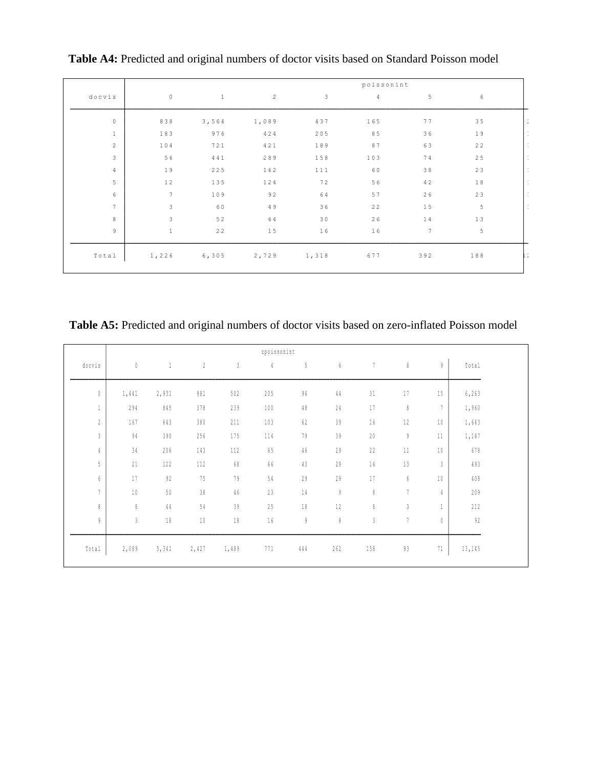**Table A4:** Predicted and original numbers of doctor visits based on Standard Poisson model

| docvis | poissonint | | | | | | |
|---|---|---|---|---|---|---|---|
| | 0 | 1 | 2 | 3 | 4 | 5 | 6 |
| 0 | 838 | 3,564 | 1,089 | 437 | 165 | 77 | 35 |
| 1 | 183 | 976 | 424 | 205 | 85 | 36 | 19 |
| 2 | 104 | 721 | 421 | 189 | 87 | 63 | 22 |
| 3 | 56 | 441 | 289 | 158 | 103 | 74 | 25 |
| 4 | 19 | 225 | 162 | 111 | 60 | 38 | 23 |
| 5 | 12 | 135 | 124 | 72 | 56 | 42 | 18 |
| 6 | 7 | 109 | 92 | 64 | 57 | 26 | 23 |
| 7 | 3 | 60 | 49 | 36 | 22 | 15 | 5 |
| 8 | 3 | 52 | 64 | 30 | 26 | 14 | 13 |
| 9 | 1 | 22 | 15 | 16 | 16 | 7 | 5 |
| Total | 1,226 | 6,305 | 2,729 | 1,318 | 677 | 392 | 188 |

**Table A5:** Predicted and original numbers of doctor visits based on zero-inflated Poisson model

| docvis | zpoissonint | | | | | | | | | | |
|---|---|---|---|---|---|---|---|---|---|---|---|
| | 0 | 1 | 2 | 3 | 4 | 5 | 6 | 7 | 8 | 9 | Total |
| 0 | 1,441 | 2,931 | 981 | 502 | 205 | 96 | 44 | 31 | 17 | 15 | 6,263 |
| 1 | 294 | 845 | 378 | 239 | 100 | 48 | 24 | 17 | 8 | 7 | 1,960 |
| 2 | 167 | 643 | 380 | 211 | 103 | 62 | 39 | 16 | 12 | 10 | 1,643 |
| 3 | 94 | 390 | 256 | 175 | 114 | 79 | 39 | 20 | 9 | 11 | 1,187 |
| 4 | 34 | 206 | 143 | 112 | 65 | 46 | 29 | 22 | 11 | 10 | 678 |
| 5 | 21 | 122 | 112 | 68 | 66 | 43 | 29 | 16 | 13 | 3 | 493 |
| 6 | 17 | 92 | 75 | 79 | 54 | 29 | 29 | 17 | 6 | 10 | 408 |
| 7 | 10 | 50 | 38 | 46 | 23 | 14 | 9 | 8 | 7 | 4 | 209 |
| 8 | 8 | 44 | 54 | 39 | 25 | 18 | 12 | 8 | 3 | 1 | 212 |
| 9 | 3 | 18 | 10 | 18 | 16 | 9 | 8 | 3 | 7 | 0 | 92 |
| Total | 2,089 | 5,341 | 2,427 | 1,489 | 771 | 444 | 262 | 158 | 93 | 71 | 13,145 |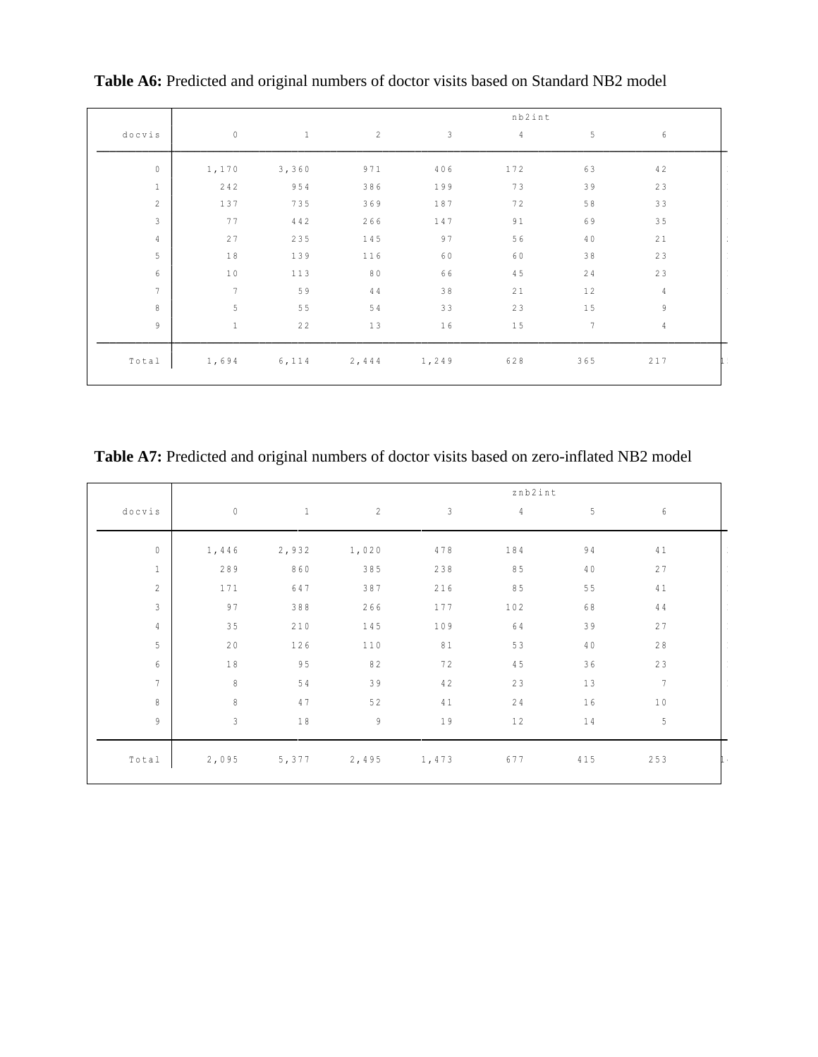**Table A6:** Predicted and original numbers of doctor visits based on Standard NB2 model

| | nb2int | | | | | | |
|---|---|---|---|---|---|---|---|
| docvis | 0 | 1 | 2 | 3 | 4 | 5 | 6 |
| 0 | 1,170 | 3,360 | 971 | 406 | 172 | 63 | 42 |
| 1 | 242 | 954 | 386 | 199 | 73 | 39 | 23 |
| 2 | 137 | 735 | 369 | 187 | 72 | 58 | 33 |
| 3 | 77 | 442 | 266 | 147 | 91 | 69 | 35 |
| 4 | 27 | 235 | 145 | 97 | 56 | 40 | 21 |
| 5 | 18 | 139 | 116 | 60 | 60 | 38 | 23 |
| 6 | 10 | 113 | 80 | 66 | 45 | 24 | 23 |
| 7 | 7 | 59 | 44 | 38 | 21 | 12 | 4 |
| 8 | 5 | 55 | 54 | 33 | 23 | 15 | 9 |
| 9 | 1 | 22 | 13 | 16 | 15 | 7 | 4 |
| Total | 1,694 | 6,114 | 2,444 | 1,249 | 628 | 365 | 217 |

**Table A7:** Predicted and original numbers of doctor visits based on zero-inflated NB2 model

| | znb2int | | | | | | |
|---|---|---|---|---|---|---|---|
| docvis | 0 | 1 | 2 | 3 | 4 | 5 | 6 |
| 0 | 1,446 | 2,932 | 1,020 | 478 | 184 | 94 | 41 |
| 1 | 289 | 860 | 385 | 238 | 85 | 40 | 27 |
| 2 | 171 | 647 | 387 | 216 | 85 | 55 | 41 |
| 3 | 97 | 388 | 266 | 177 | 102 | 68 | 44 |
| 4 | 35 | 210 | 145 | 109 | 64 | 39 | 27 |
| 5 | 20 | 126 | 110 | 81 | 53 | 40 | 28 |
| 6 | 18 | 95 | 82 | 72 | 45 | 36 | 23 |
| 7 | 8 | 54 | 39 | 42 | 23 | 13 | 7 |
| 8 | 8 | 47 | 52 | 41 | 24 | 16 | 10 |
| 9 | 3 | 18 | 9 | 19 | 12 | 14 | 5 |
| Total | 2,095 | 5,377 | 2,495 | 1,473 | 677 | 415 | 253 |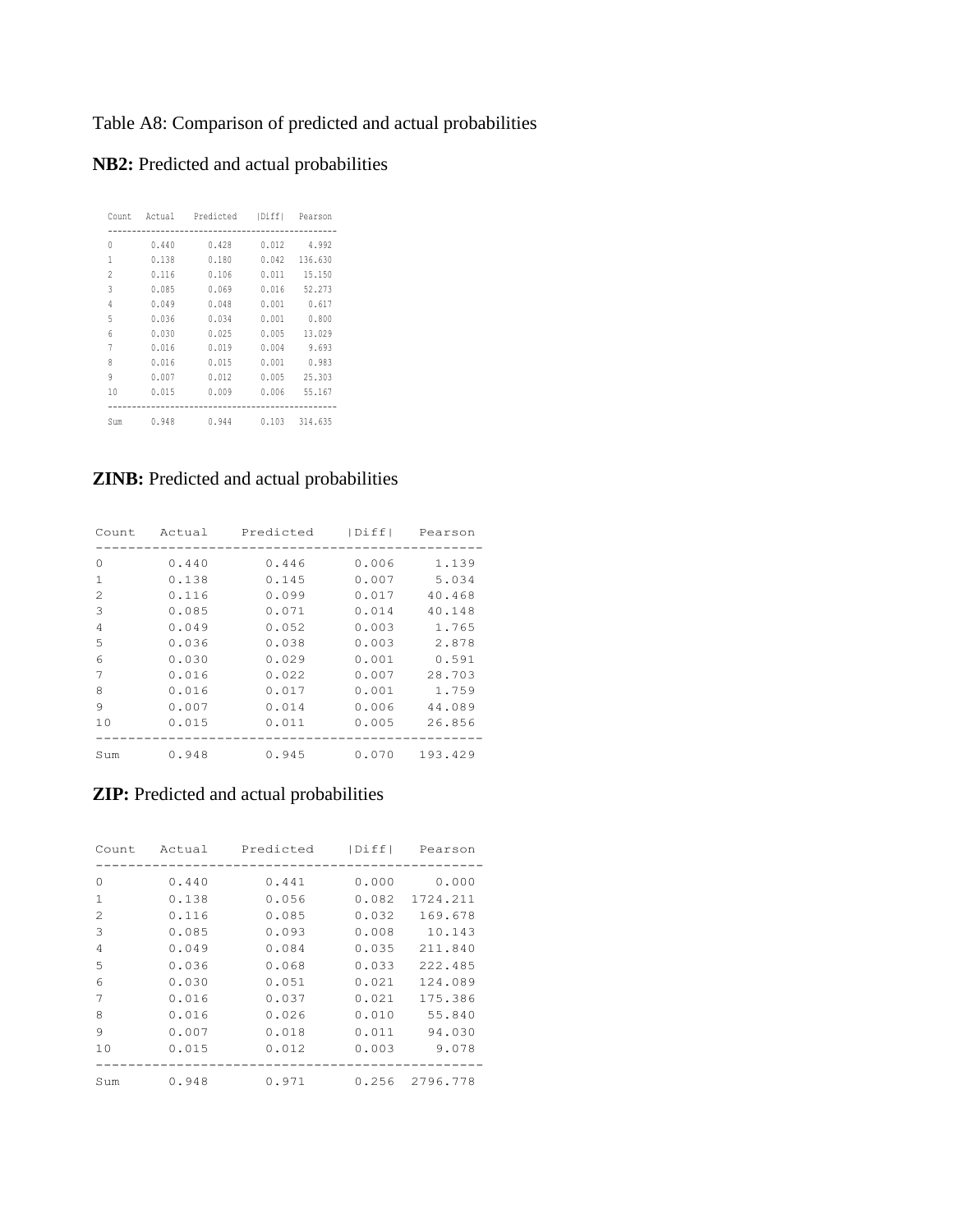Table A8: Comparison of predicted and actual probabilities

**NB2:** Predicted and actual probabilities

| Count | Actual | Predicted | \|Diff\| | Pearson |
|---|---|---|---|---|
| 0 | 0.440 | 0.428 | 0.012 | 4.992 |
| 1 | 0.138 | 0.180 | 0.042 | 136.630 |
| 2 | 0.116 | 0.106 | 0.011 | 15.150 |
| 3 | 0.085 | 0.069 | 0.016 | 52.273 |
| 4 | 0.049 | 0.048 | 0.001 | 0.617 |
| 5 | 0.036 | 0.034 | 0.001 | 0.800 |
| 6 | 0.030 | 0.025 | 0.005 | 13.029 |
| 7 | 0.016 | 0.019 | 0.004 | 9.693 |
| 8 | 0.016 | 0.015 | 0.001 | 0.983 |
| 9 | 0.007 | 0.012 | 0.005 | 25.303 |
| 10 | 0.015 | 0.009 | 0.006 | 55.167 |
| Sum | 0.948 | 0.944 | 0.103 | 314.635 |

**ZINB:** Predicted and actual probabilities

| Count | Actual | Predicted | \|Diff\| | Pearson |
|---|---|---|---|---|
| 0 | 0.440 | 0.446 | 0.006 | 1.139 |
| 1 | 0.138 | 0.145 | 0.007 | 5.034 |
| 2 | 0.116 | 0.099 | 0.017 | 40.468 |
| 3 | 0.085 | 0.071 | 0.014 | 40.148 |
| 4 | 0.049 | 0.052 | 0.003 | 1.765 |
| 5 | 0.036 | 0.038 | 0.003 | 2.878 |
| 6 | 0.030 | 0.029 | 0.001 | 0.591 |
| 7 | 0.016 | 0.022 | 0.007 | 28.703 |
| 8 | 0.016 | 0.017 | 0.001 | 1.759 |
| 9 | 0.007 | 0.014 | 0.006 | 44.089 |
| 10 | 0.015 | 0.011 | 0.005 | 26.856 |
| Sum | 0.948 | 0.945 | 0.070 | 193.429 |

**ZIP:** Predicted and actual probabilities

| Count | Actual | Predicted | \|Diff\| | Pearson |
|---|---|---|---|---|
| 0 | 0.440 | 0.441 | 0.000 | 0.000 |
| 1 | 0.138 | 0.056 | 0.082 | 1724.211 |
| 2 | 0.116 | 0.085 | 0.032 | 169.678 |
| 3 | 0.085 | 0.093 | 0.008 | 10.143 |
| 4 | 0.049 | 0.084 | 0.035 | 211.840 |
| 5 | 0.036 | 0.068 | 0.033 | 222.485 |
| 6 | 0.030 | 0.051 | 0.021 | 124.089 |
| 7 | 0.016 | 0.037 | 0.021 | 175.386 |
| 8 | 0.016 | 0.026 | 0.010 | 55.840 |
| 9 | 0.007 | 0.018 | 0.011 | 94.030 |
| 10 | 0.015 | 0.012 | 0.003 | 9.078 |
| Sum | 0.948 | 0.971 | 0.256 | 2796.778 |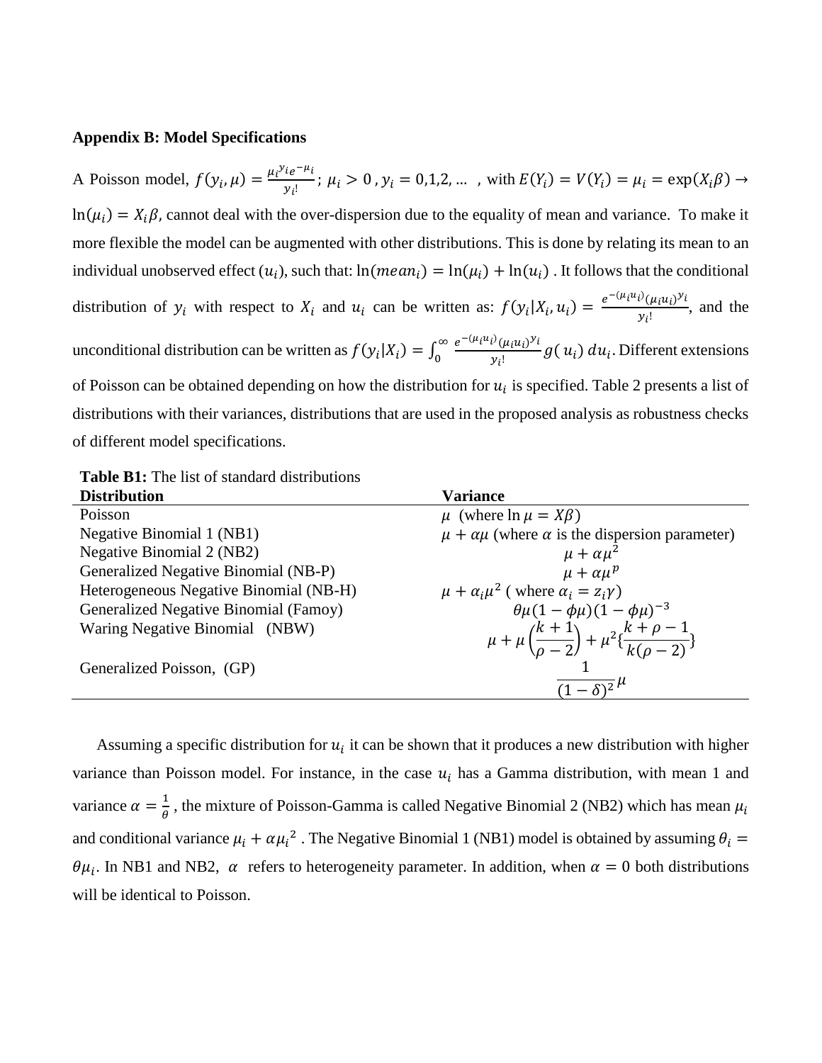**Appendix B: Model Specifications**

A Poisson model, $f(y_i, \mu) = \frac{\mu_i^{y_i} e^{-\mu_i}}{y_i!}$; $\mu_i > 0$ , $y_i = 0,1,2, \ldots$ , with $E(Y_i) = V(Y_i) = \mu_i = \exp(X_i\beta) \rightarrow \ln(\mu_i) = X_i\beta$, cannot deal with the over-dispersion due to the equality of mean and variance. To make it more flexible the model can be augmented with other distributions. This is done by relating its mean to an individual unobserved effect ($u_i$), such that: $\ln(mean_i) = \ln(\mu_i) + \ln(u_i)$ . It follows that the conditional distribution of $y_i$ with respect to $X_i$ and $u_i$ can be written as: $f(y_i|X_i, u_i) = \frac{e^{-(\mu_i u_i)}(\mu_i u_i)^{y_i}}{y_i!}$, and the unconditional distribution can be written as $f(y_i|X_i) = \int_0^\infty \frac{e^{-(\mu_i u_i)}(\mu_i u_i)^{y_i}}{y_i!} g(u_i)\, du_i$. Different extensions of Poisson can be obtained depending on how the distribution for $u_i$ is specified. Table 2 presents a list of distributions with their variances, distributions that are used in the proposed analysis as robustness checks of different model specifications.

**Table B1:** The list of standard distributions

| Distribution | Variance |
|---|---|
| Poisson | $\mu$ (where $\ln \mu = X\beta$) |
| Negative Binomial 1 (NB1) | $\mu + \alpha\mu$ (where $\alpha$ is the dispersion parameter) |
| Negative Binomial 2 (NB2) | $\mu + \alpha\mu^2$ |
| Generalized Negative Binomial (NB-P) | $\mu + \alpha\mu^p$ |
| Heterogeneous Negative Binomial (NB-H) | $\mu + \alpha_i\mu^2$ ( where $\alpha_i = z_i\gamma$) |
| Generalized Negative Binomial (Famoy) | $\theta\mu(1-\phi\mu)(1-\phi\mu)^{-3}$ |
| Waring Negative Binomial (NBW) | $\mu + \mu\left(\frac{k+1}{\rho-2}\right) + \mu^2\{\frac{k+\rho-1}{k(\rho-2)}\}$ |
| Generalized Poisson, (GP) | $\frac{1}{(1-\delta)^2}\mu$ |

Assuming a specific distribution for $u_i$ it can be shown that it produces a new distribution with higher variance than Poisson model. For instance, in the case $u_i$ has a Gamma distribution, with mean 1 and variance $\alpha = \frac{1}{\theta}$ , the mixture of Poisson-Gamma is called Negative Binomial 2 (NB2) which has mean $\mu_i$ and conditional variance $\mu_i + \alpha{\mu_i}^2$ . The Negative Binomial 1 (NB1) model is obtained by assuming $\theta_i = \theta\mu_i$. In NB1 and NB2, $\alpha$ refers to heterogeneity parameter. In addition, when $\alpha = 0$ both distributions will be identical to Poisson.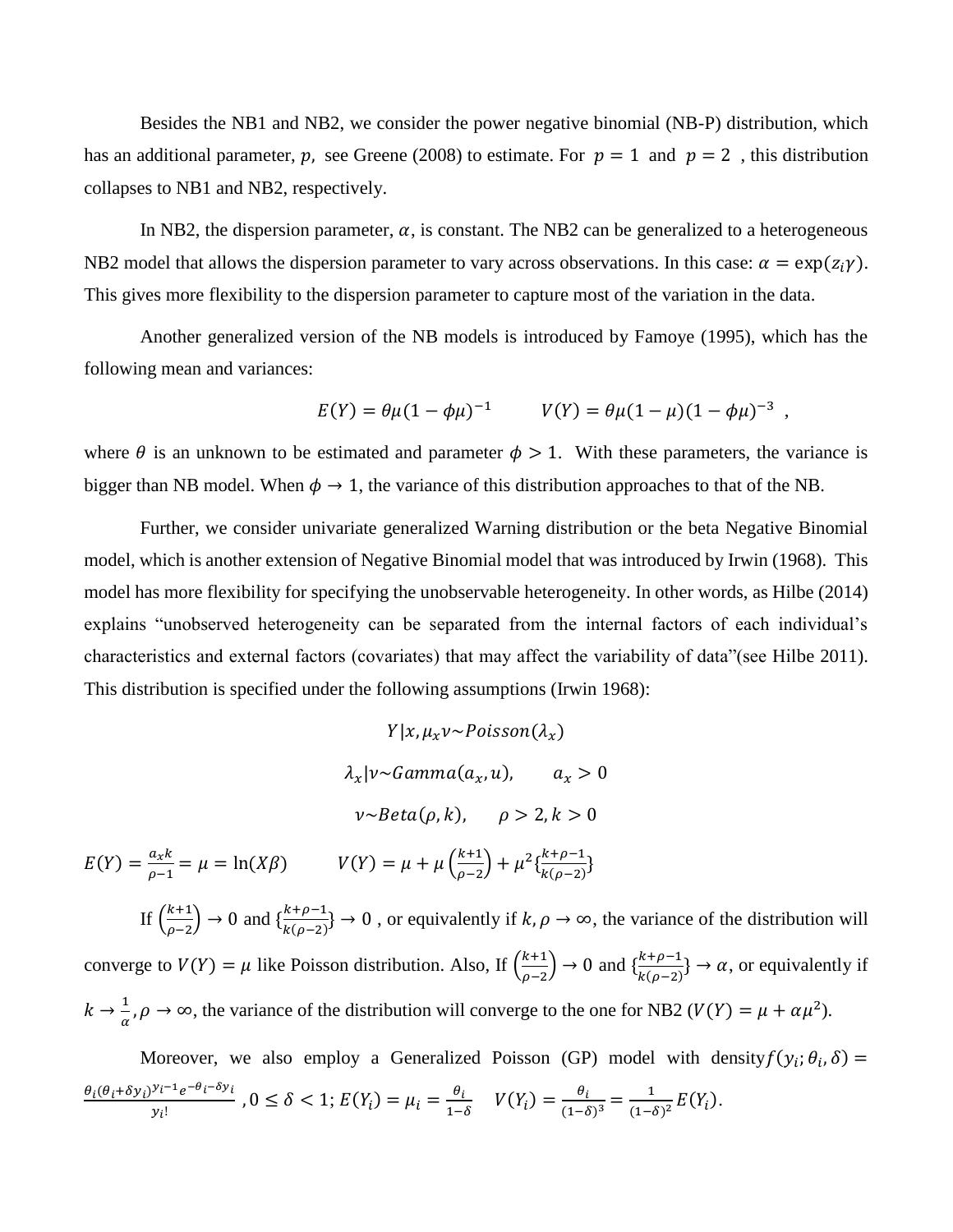Besides the NB1 and NB2, we consider the power negative binomial (NB-P) distribution, which has an additional parameter, $p$, see Greene (2008) to estimate. For $p = 1$ and $p = 2$ , this distribution collapses to NB1 and NB2, respectively.

In NB2, the dispersion parameter, $\alpha$, is constant. The NB2 can be generalized to a heterogeneous NB2 model that allows the dispersion parameter to vary across observations. In this case: $\alpha = \exp(z_i\gamma)$. This gives more flexibility to the dispersion parameter to capture most of the variation in the data.

Another generalized version of the NB models is introduced by Famoye (1995), which has the following mean and variances:

$$E(Y) = \theta\mu(1-\phi\mu)^{-1} \qquad V(Y) = \theta\mu(1-\mu)(1-\phi\mu)^{-3} \ ,$$

where $\theta$ is an unknown to be estimated and parameter $\phi > 1$. With these parameters, the variance is bigger than NB model. When $\phi \to 1$, the variance of this distribution approaches to that of the NB.

Further, we consider univariate generalized Warning distribution or the beta Negative Binomial model, which is another extension of Negative Binomial model that was introduced by Irwin (1968). This model has more flexibility for specifying the unobservable heterogeneity. In other words, as Hilbe (2014) explains "unobserved heterogeneity can be separated from the internal factors of each individual's characteristics and external factors (covariates) that may affect the variability of data"(see Hilbe 2011). This distribution is specified under the following assumptions (Irwin 1968):

$$Y|x, \mu_x v \sim Poisson(\lambda_x)$$

$$\lambda_x | v \sim Gamma(a_x, u), \qquad a_x > 0$$

$$v \sim Beta(\rho, k), \qquad \rho > 2, k > 0$$

$$E(Y) = \frac{a_x k}{\rho - 1} = \mu = \ln(X\beta) \qquad V(Y) = \mu + \mu\left(\frac{k+1}{\rho-2}\right) + \mu^2\left\{\frac{k+\rho-1}{k(\rho-2)}\right\}$$

If $\left(\frac{k+1}{\rho-2}\right) \to 0$ and $\left\{\frac{k+\rho-1}{k(\rho-2)}\right\} \to 0$ , or equivalently if $k, \rho \to \infty$, the variance of the distribution will converge to $V(Y) = \mu$ like Poisson distribution. Also, If $\left(\frac{k+1}{\rho-2}\right) \to 0$ and $\left\{\frac{k+\rho-1}{k(\rho-2)}\right\} \to \alpha$, or equivalently if $k \to \frac{1}{\alpha}, \rho \to \infty$, the variance of the distribution will converge to the one for NB2 ($V(Y) = \mu + \alpha\mu^2$).

Moreover, we also employ a Generalized Poisson (GP) model with density $f(y_i; \theta_i, \delta) = \frac{\theta_i(\theta_i + \delta y_i)^{y_i - 1} e^{-\theta_i - \delta y_i}}{y_i!}$ , $0 \le \delta < 1$; $E(Y_i) = \mu_i = \frac{\theta_i}{1-\delta}$ $\quad V(Y_i) = \frac{\theta_i}{(1-\delta)^3} = \frac{1}{(1-\delta)^2} E(Y_i)$.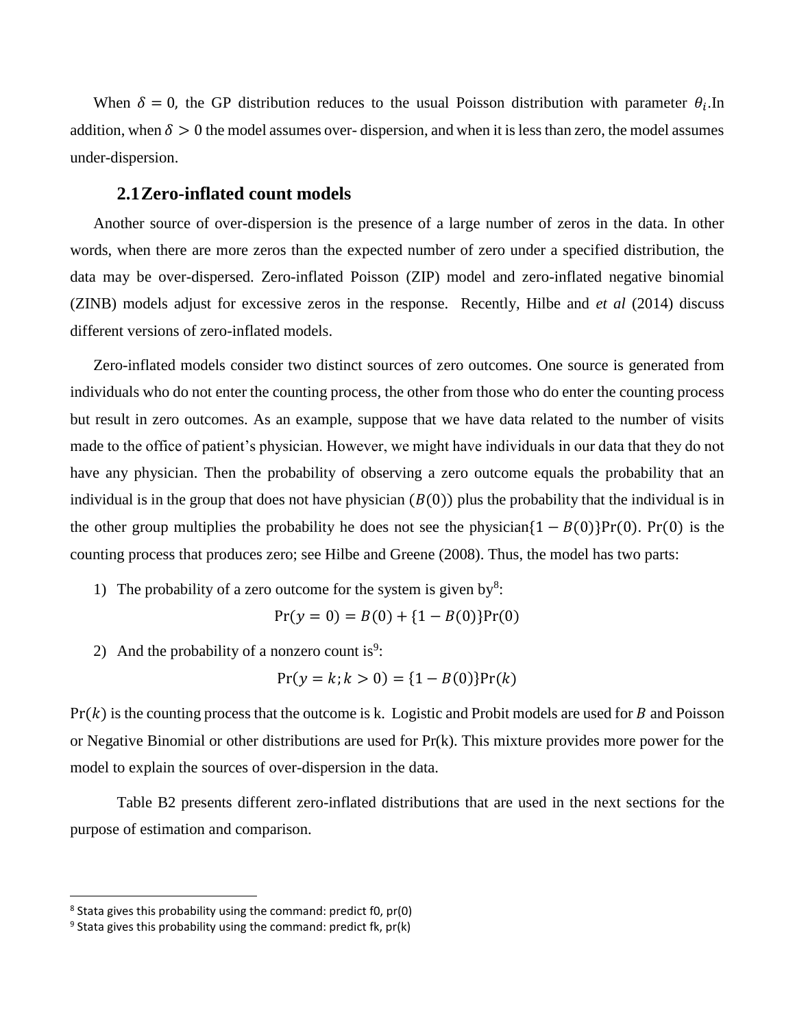When $\delta = 0$, the GP distribution reduces to the usual Poisson distribution with parameter $\theta_i$.In addition, when $\delta > 0$ the model assumes over- dispersion, and when it is less than zero, the model assumes under-dispersion.

## 2.1 Zero-inflated count models

Another source of over-dispersion is the presence of a large number of zeros in the data. In other words, when there are more zeros than the expected number of zero under a specified distribution, the data may be over-dispersed. Zero-inflated Poisson (ZIP) model and zero-inflated negative binomial (ZINB) models adjust for excessive zeros in the response. Recently, Hilbe and *et al* (2014) discuss different versions of zero-inflated models.

Zero-inflated models consider two distinct sources of zero outcomes. One source is generated from individuals who do not enter the counting process, the other from those who do enter the counting process but result in zero outcomes. As an example, suppose that we have data related to the number of visits made to the office of patient's physician. However, we might have individuals in our data that they do not have any physician. Then the probability of observing a zero outcome equals the probability that an individual is in the group that does not have physician ($B(0)$) plus the probability that the individual is in the other group multiplies the probability he does not see the physician$\{1 - B(0)\}\Pr(0)$. $\Pr(0)$ is the counting process that produces zero; see Hilbe and Greene (2008). Thus, the model has two parts:

1) The probability of a zero outcome for the system is given by[8]:

$$\Pr(y = 0) = B(0) + \{1 - B(0)\}\Pr(0)$$

2) And the probability of a nonzero count is[9]:

$$\Pr(y = k; k > 0) = \{1 - B(0)\}\Pr(k)$$

$\Pr(k)$ is the counting process that the outcome is k. Logistic and Probit models are used for $B$ and Poisson or Negative Binomial or other distributions are used for Pr(k). This mixture provides more power for the model to explain the sources of over-dispersion in the data.

Table B2 presents different zero-inflated distributions that are used in the next sections for the purpose of estimation and comparison.

---

[8] Stata gives this probability using the command: predict f0, pr(0)

[9] Stata gives this probability using the command: predict fk, pr(k)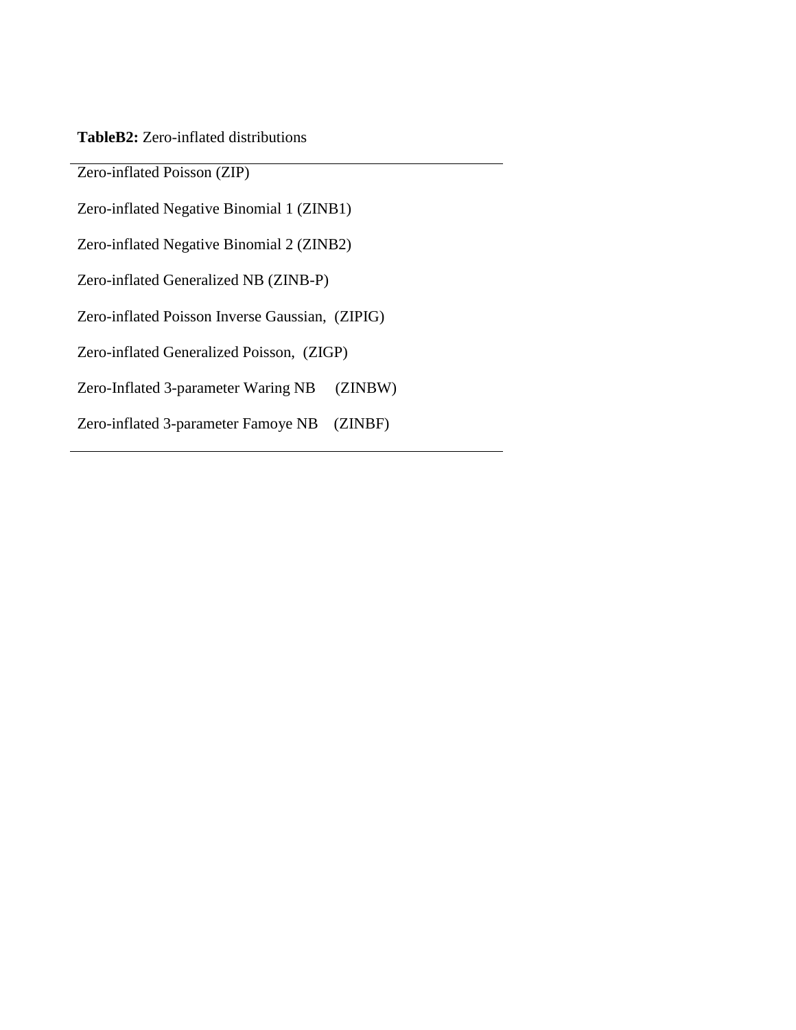**TableB2:** Zero-inflated distributions

| |
|---|
| Zero-inflated Poisson (ZIP) |
| Zero-inflated Negative Binomial 1 (ZINB1) |
| Zero-inflated Negative Binomial 2 (ZINB2) |
| Zero-inflated Generalized NB (ZINB-P) |
| Zero-inflated Poisson Inverse Gaussian, (ZIPIG) |
| Zero-inflated Generalized Poisson, (ZIGP) |
| Zero-Inflated 3-parameter Waring NB (ZINBW) |
| Zero-inflated 3-parameter Famoye NB (ZINBF) |